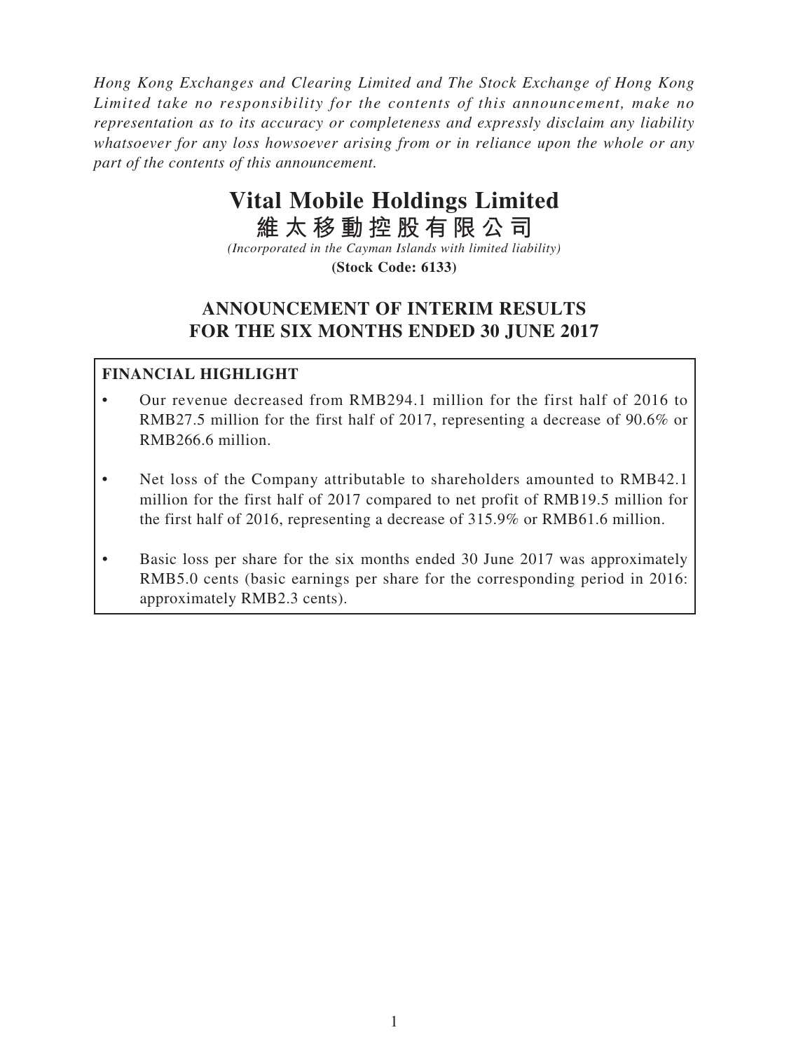*Hong Kong Exchanges and Clearing Limited and The Stock Exchange of Hong Kong Limited take no responsibility for the contents of this announcement, make no representation as to its accuracy or completeness and expressly disclaim any liability whatsoever for any loss howsoever arising from or in reliance upon the whole or any part of the contents of this announcement.*

# Vital Mobile Holdings Limited
# 維太移動控股有限公司

*(Incorporated in the Cayman Islands with limited liability)*

**(Stock Code: 6133)**

## ANNOUNCEMENT OF INTERIM RESULTS FOR THE SIX MONTHS ENDED 30 JUNE 2017

**FINANCIAL HIGHLIGHT**

- Our revenue decreased from RMB294.1 million for the first half of 2016 to RMB27.5 million for the first half of 2017, representing a decrease of 90.6% or RMB266.6 million.
- Net loss of the Company attributable to shareholders amounted to RMB42.1 million for the first half of 2017 compared to net profit of RMB19.5 million for the first half of 2016, representing a decrease of 315.9% or RMB61.6 million.
- Basic loss per share for the six months ended 30 June 2017 was approximately RMB5.0 cents (basic earnings per share for the corresponding period in 2016: approximately RMB2.3 cents).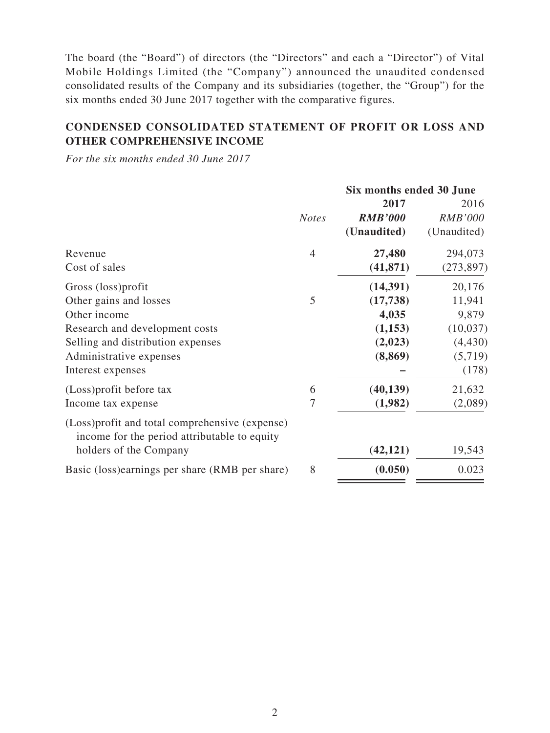The board (the "Board") of directors (the "Directors" and each a "Director") of Vital Mobile Holdings Limited (the "Company") announced the unaudited condensed consolidated results of the Company and its subsidiaries (together, the "Group") for the six months ended 30 June 2017 together with the comparative figures.

## CONDENSED CONSOLIDATED STATEMENT OF PROFIT OR LOSS AND OTHER COMPREHENSIVE INCOME

*For the six months ended 30 June 2017*

| | | **Six months ended 30 June** | |
|---|---|---|---|
| | | **2017** | 2016 |
| | *Notes* | ***RMB'000*** | *RMB'000* |
| | | **(Unaudited)** | (Unaudited) |
| Revenue | 4 | **27,480** | 294,073 |
| Cost of sales | | **(41,871)** | (273,897) |
| Gross (loss)profit | | **(14,391)** | 20,176 |
| Other gains and losses | 5 | **(17,738)** | 11,941 |
| Other income | | **4,035** | 9,879 |
| Research and development costs | | **(1,153)** | (10,037) |
| Selling and distribution expenses | | **(2,023)** | (4,430) |
| Administrative expenses | | **(8,869)** | (5,719) |
| Interest expenses | | **–** | (178) |
| (Loss)profit before tax | 6 | **(40,139)** | 21,632 |
| Income tax expense | 7 | **(1,982)** | (2,089) |
| (Loss)profit and total comprehensive (expense) income for the period attributable to equity holders of the Company | | **(42,121)** | 19,543 |
| Basic (loss)earnings per share (RMB per share) | 8 | **(0.050)** | 0.023 |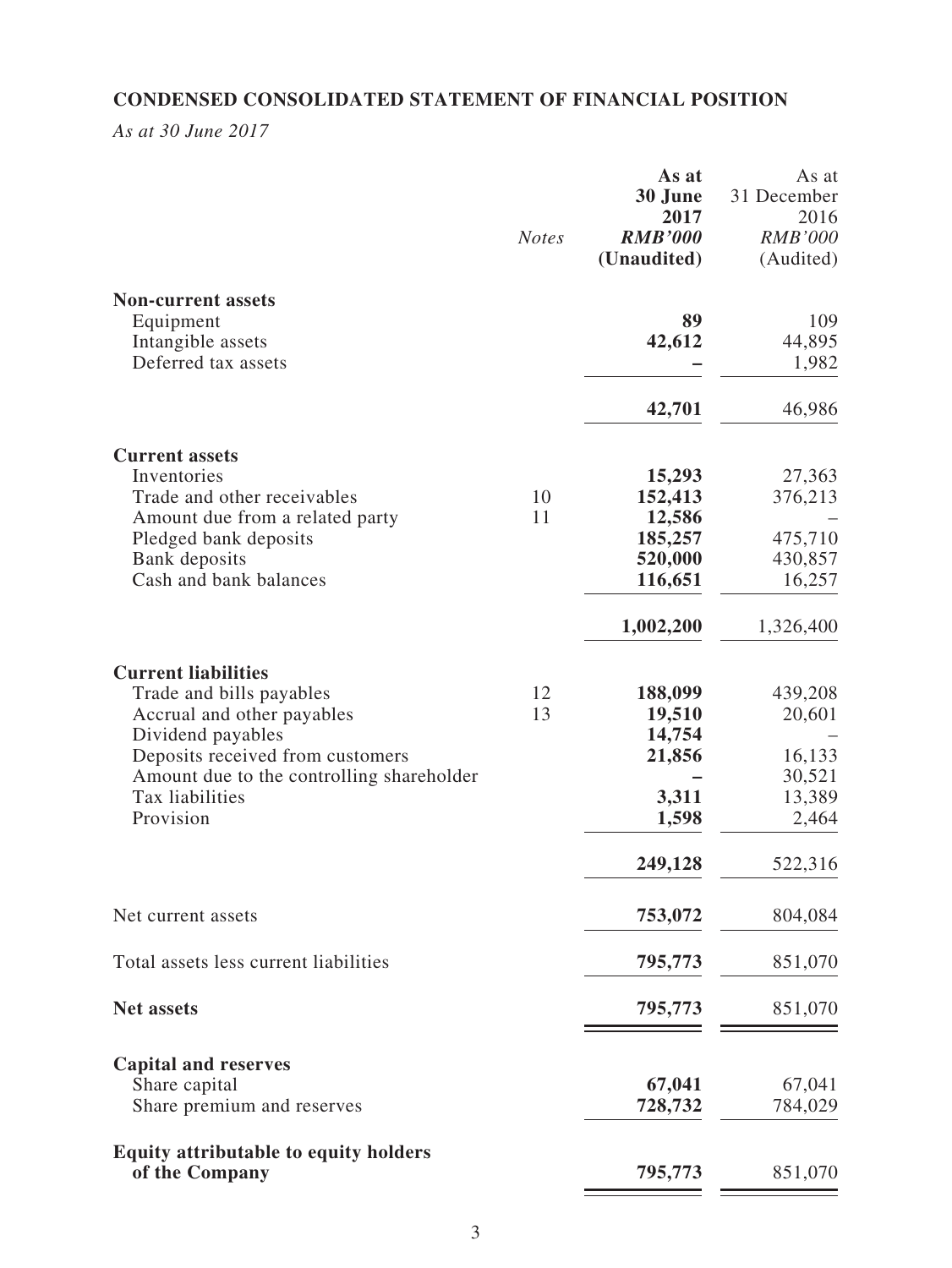## CONDENSED CONSOLIDATED STATEMENT OF FINANCIAL POSITION

*As at 30 June 2017*

| | Notes | As at 30 June 2017 RMB'000 (Unaudited) | As at 31 December 2016 RMB'000 (Audited) |
|---|---|---|---|
| **Non-current assets** | | | |
| Equipment | | **89** | 109 |
| Intangible assets | | **42,612** | 44,895 |
| Deferred tax assets | | **–** | 1,982 |
| | | **42,701** | 46,986 |
| **Current assets** | | | |
| Inventories | | **15,293** | 27,363 |
| Trade and other receivables | 10 | **152,413** | 376,213 |
| Amount due from a related party | 11 | **12,586** | – |
| Pledged bank deposits | | **185,257** | 475,710 |
| Bank deposits | | **520,000** | 430,857 |
| Cash and bank balances | | **116,651** | 16,257 |
| | | **1,002,200** | 1,326,400 |
| **Current liabilities** | | | |
| Trade and bills payables | 12 | **188,099** | 439,208 |
| Accrual and other payables | 13 | **19,510** | 20,601 |
| Dividend payables | | **14,754** | – |
| Deposits received from customers | | **21,856** | 16,133 |
| Amount due to the controlling shareholder | | **–** | 30,521 |
| Tax liabilities | | **3,311** | 13,389 |
| Provision | | **1,598** | 2,464 |
| | | **249,128** | 522,316 |
| Net current assets | | **753,072** | 804,084 |
| Total assets less current liabilities | | **795,773** | 851,070 |
| **Net assets** | | **795,773** | 851,070 |
| **Capital and reserves** | | | |
| Share capital | | **67,041** | 67,041 |
| Share premium and reserves | | **728,732** | 784,029 |
| **Equity attributable to equity holders of the Company** | | **795,773** | 851,070 |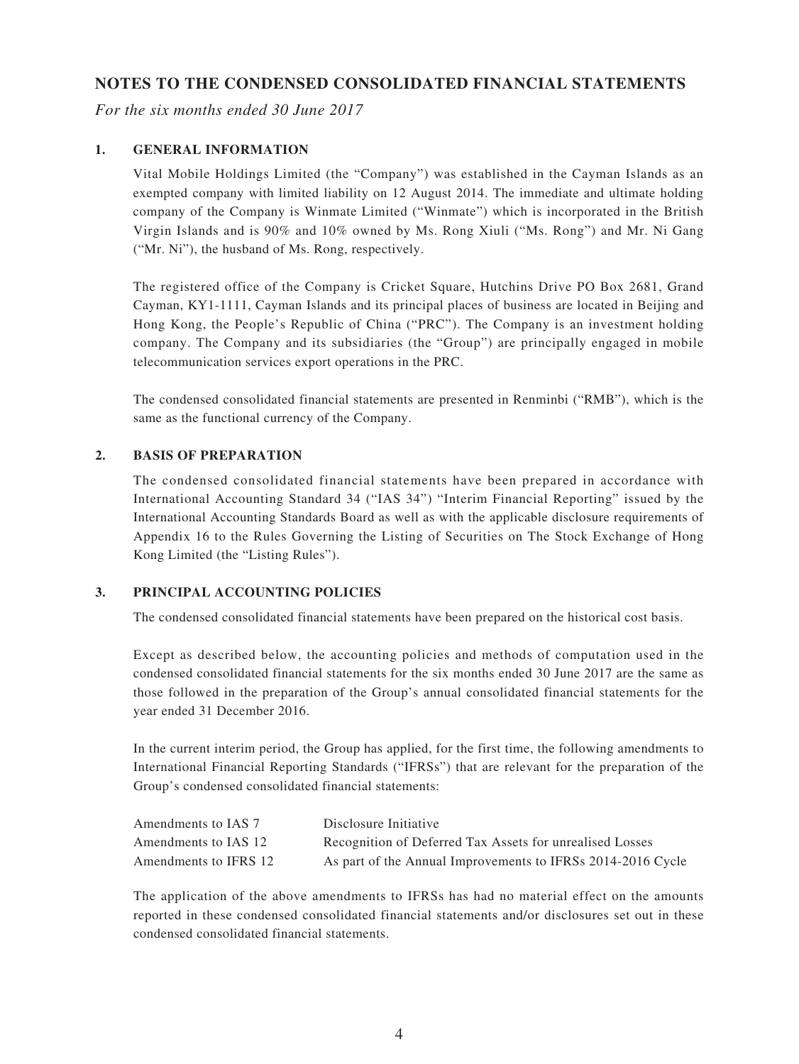# NOTES TO THE CONDENSED CONSOLIDATED FINANCIAL STATEMENTS

*For the six months ended 30 June 2017*

## 1. GENERAL INFORMATION

Vital Mobile Holdings Limited (the "Company") was established in the Cayman Islands as an exempted company with limited liability on 12 August 2014. The immediate and ultimate holding company of the Company is Winmate Limited ("Winmate") which is incorporated in the British Virgin Islands and is 90% and 10% owned by Ms. Rong Xiuli ("Ms. Rong") and Mr. Ni Gang ("Mr. Ni"), the husband of Ms. Rong, respectively.

The registered office of the Company is Cricket Square, Hutchins Drive PO Box 2681, Grand Cayman, KY1-1111, Cayman Islands and its principal places of business are located in Beijing and Hong Kong, the People's Republic of China ("PRC"). The Company is an investment holding company. The Company and its subsidiaries (the "Group") are principally engaged in mobile telecommunication services export operations in the PRC.

The condensed consolidated financial statements are presented in Renminbi ("RMB"), which is the same as the functional currency of the Company.

## 2. BASIS OF PREPARATION

The condensed consolidated financial statements have been prepared in accordance with International Accounting Standard 34 ("IAS 34") "Interim Financial Reporting" issued by the International Accounting Standards Board as well as with the applicable disclosure requirements of Appendix 16 to the Rules Governing the Listing of Securities on The Stock Exchange of Hong Kong Limited (the "Listing Rules").

## 3. PRINCIPAL ACCOUNTING POLICIES

The condensed consolidated financial statements have been prepared on the historical cost basis.

Except as described below, the accounting policies and methods of computation used in the condensed consolidated financial statements for the six months ended 30 June 2017 are the same as those followed in the preparation of the Group's annual consolidated financial statements for the year ended 31 December 2016.

In the current interim period, the Group has applied, for the first time, the following amendments to International Financial Reporting Standards ("IFRSs") that are relevant for the preparation of the Group's condensed consolidated financial statements:

| | |
|---|---|
| Amendments to IAS 7 | Disclosure Initiative |
| Amendments to IAS 12 | Recognition of Deferred Tax Assets for unrealised Losses |
| Amendments to IFRS 12 | As part of the Annual Improvements to IFRSs 2014-2016 Cycle |

The application of the above amendments to IFRSs has had no material effect on the amounts reported in these condensed consolidated financial statements and/or disclosures set out in these condensed consolidated financial statements.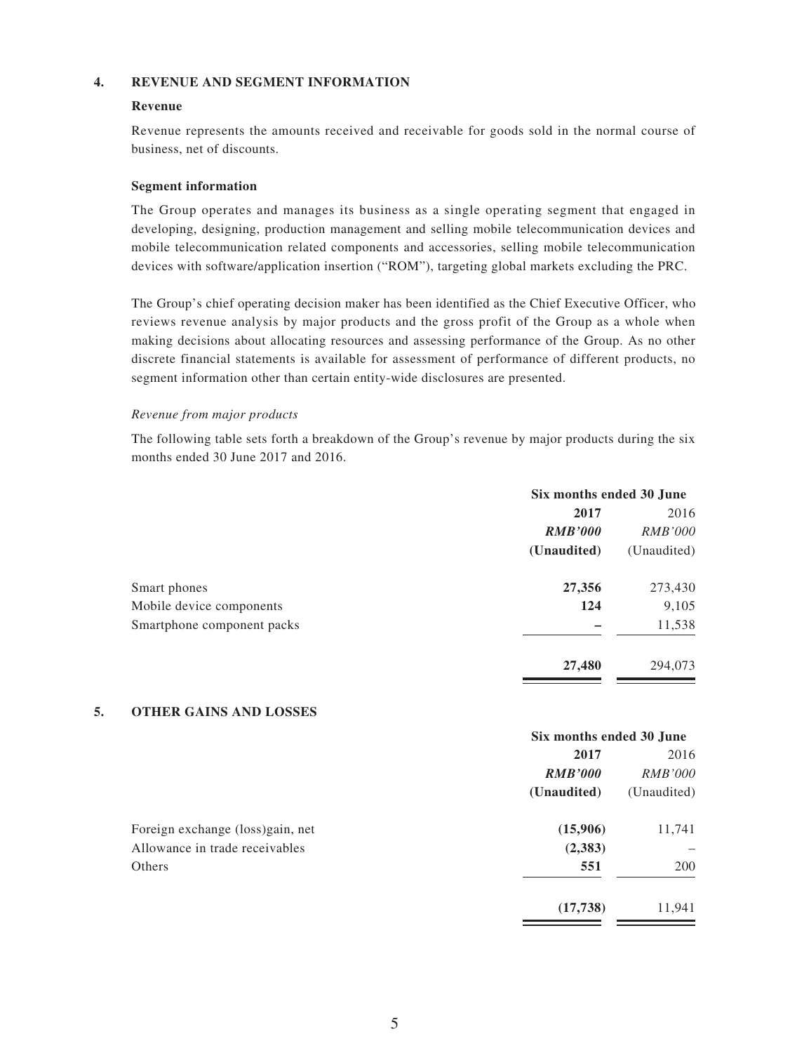## 4. REVENUE AND SEGMENT INFORMATION

### Revenue

Revenue represents the amounts received and receivable for goods sold in the normal course of business, net of discounts.

### Segment information

The Group operates and manages its business as a single operating segment that engaged in developing, designing, production management and selling mobile telecommunication devices and mobile telecommunication related components and accessories, selling mobile telecommunication devices with software/application insertion ("ROM"), targeting global markets excluding the PRC.

The Group's chief operating decision maker has been identified as the Chief Executive Officer, who reviews revenue analysis by major products and the gross profit of the Group as a whole when making decisions about allocating resources and assessing performance of the Group. As no other discrete financial statements is available for assessment of performance of different products, no segment information other than certain entity-wide disclosures are presented.

*Revenue from major products*

The following table sets forth a breakdown of the Group's revenue by major products during the six months ended 30 June 2017 and 2016.

| | Six months ended 30 June | |
|---|---|---|
| | **2017** | 2016 |
| | ***RMB'000*** | *RMB'000* |
| | **(Unaudited)** | (Unaudited) |
| Smart phones | **27,356** | 273,430 |
| Mobile device components | **124** | 9,105 |
| Smartphone component packs | **–** | 11,538 |
| | **27,480** | 294,073 |

## 5. OTHER GAINS AND LOSSES

| | Six months ended 30 June | |
|---|---|---|
| | **2017** | 2016 |
| | ***RMB'000*** | *RMB'000* |
| | **(Unaudited)** | (Unaudited) |
| Foreign exchange (loss)gain, net | **(15,906)** | 11,741 |
| Allowance in trade receivables | **(2,383)** | – |
| Others | **551** | 200 |
| | **(17,738)** | 11,941 |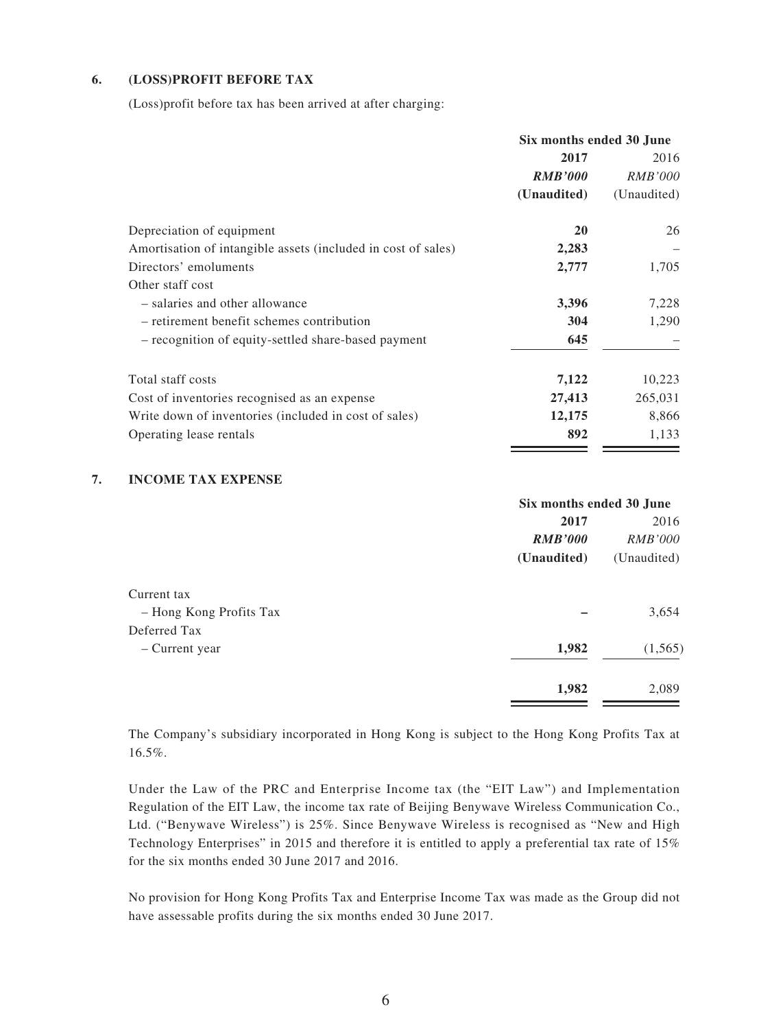## 6. (LOSS)PROFIT BEFORE TAX

(Loss)profit before tax has been arrived at after charging:

| | Six months ended 30 June | |
|---|---|---|
| | **2017** | 2016 |
| | ***RMB'000*** | *RMB'000* |
| | **(Unaudited)** | (Unaudited) |
| Depreciation of equipment | **20** | 26 |
| Amortisation of intangible assets (included in cost of sales) | **2,283** | – |
| Directors' emoluments | **2,777** | 1,705 |
| Other staff cost | | |
| – salaries and other allowance | **3,396** | 7,228 |
| – retirement benefit schemes contribution | **304** | 1,290 |
| – recognition of equity-settled share-based payment | **645** | – |
| Total staff costs | **7,122** | 10,223 |
| Cost of inventories recognised as an expense | **27,413** | 265,031 |
| Write down of inventories (included in cost of sales) | **12,175** | 8,866 |
| Operating lease rentals | **892** | 1,133 |

## 7. INCOME TAX EXPENSE

| | Six months ended 30 June | |
|---|---|---|
| | **2017** | 2016 |
| | ***RMB'000*** | *RMB'000* |
| | **(Unaudited)** | (Unaudited) |
| Current tax | | |
| – Hong Kong Profits Tax | **–** | 3,654 |
| Deferred Tax | | |
| – Current year | **1,982** | (1,565) |
| | **1,982** | 2,089 |

The Company's subsidiary incorporated in Hong Kong is subject to the Hong Kong Profits Tax at 16.5%.

Under the Law of the PRC and Enterprise Income tax (the "EIT Law") and Implementation Regulation of the EIT Law, the income tax rate of Beijing Benywave Wireless Communication Co., Ltd. ("Benywave Wireless") is 25%. Since Benywave Wireless is recognised as "New and High Technology Enterprises" in 2015 and therefore it is entitled to apply a preferential tax rate of 15% for the six months ended 30 June 2017 and 2016.

No provision for Hong Kong Profits Tax and Enterprise Income Tax was made as the Group did not have assessable profits during the six months ended 30 June 2017.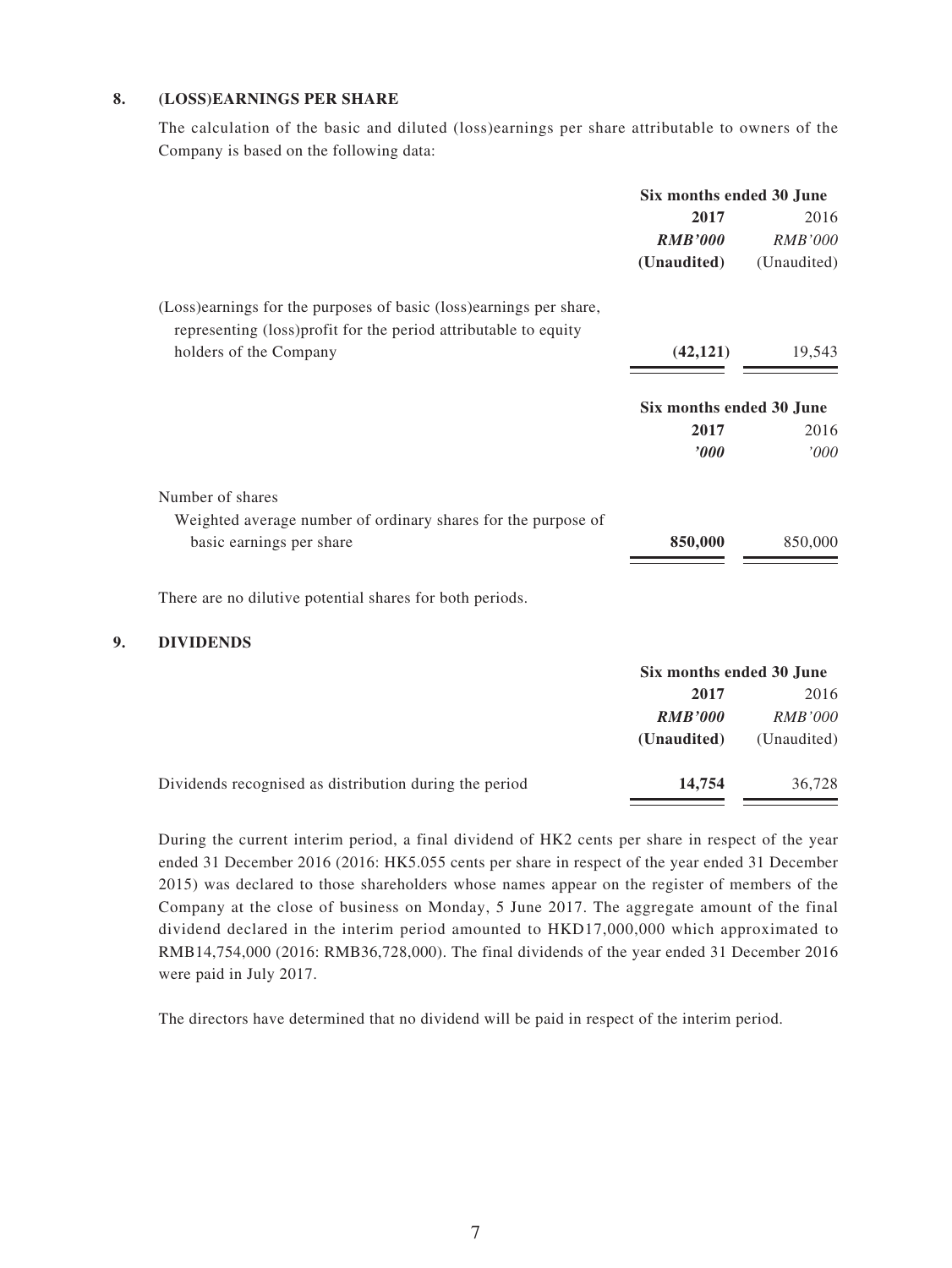## 8. (LOSS)EARNINGS PER SHARE

The calculation of the basic and diluted (loss)earnings per share attributable to owners of the Company is based on the following data:

| | Six months ended 30 June | |
|---|---|---|
| | **2017** | 2016 |
| | ***RMB'000*** | *RMB'000* |
| | **(Unaudited)** | (Unaudited) |
| (Loss)earnings for the purposes of basic (loss)earnings per share, representing (loss)profit for the period attributable to equity holders of the Company | **(42,121)** | 19,543 |

| | Six months ended 30 June | |
|---|---|---|
| | **2017** | 2016 |
| | ***'000*** | *'000* |
| Number of shares | | |
| Weighted average number of ordinary shares for the purpose of basic earnings per share | **850,000** | 850,000 |

There are no dilutive potential shares for both periods.

## 9. DIVIDENDS

| | Six months ended 30 June | |
|---|---|---|
| | **2017** | 2016 |
| | ***RMB'000*** | *RMB'000* |
| | **(Unaudited)** | (Unaudited) |
| Dividends recognised as distribution during the period | **14,754** | 36,728 |

During the current interim period, a final dividend of HK2 cents per share in respect of the year ended 31 December 2016 (2016: HK5.055 cents per share in respect of the year ended 31 December 2015) was declared to those shareholders whose names appear on the register of members of the Company at the close of business on Monday, 5 June 2017. The aggregate amount of the final dividend declared in the interim period amounted to HKD17,000,000 which approximated to RMB14,754,000 (2016: RMB36,728,000). The final dividends of the year ended 31 December 2016 were paid in July 2017.

The directors have determined that no dividend will be paid in respect of the interim period.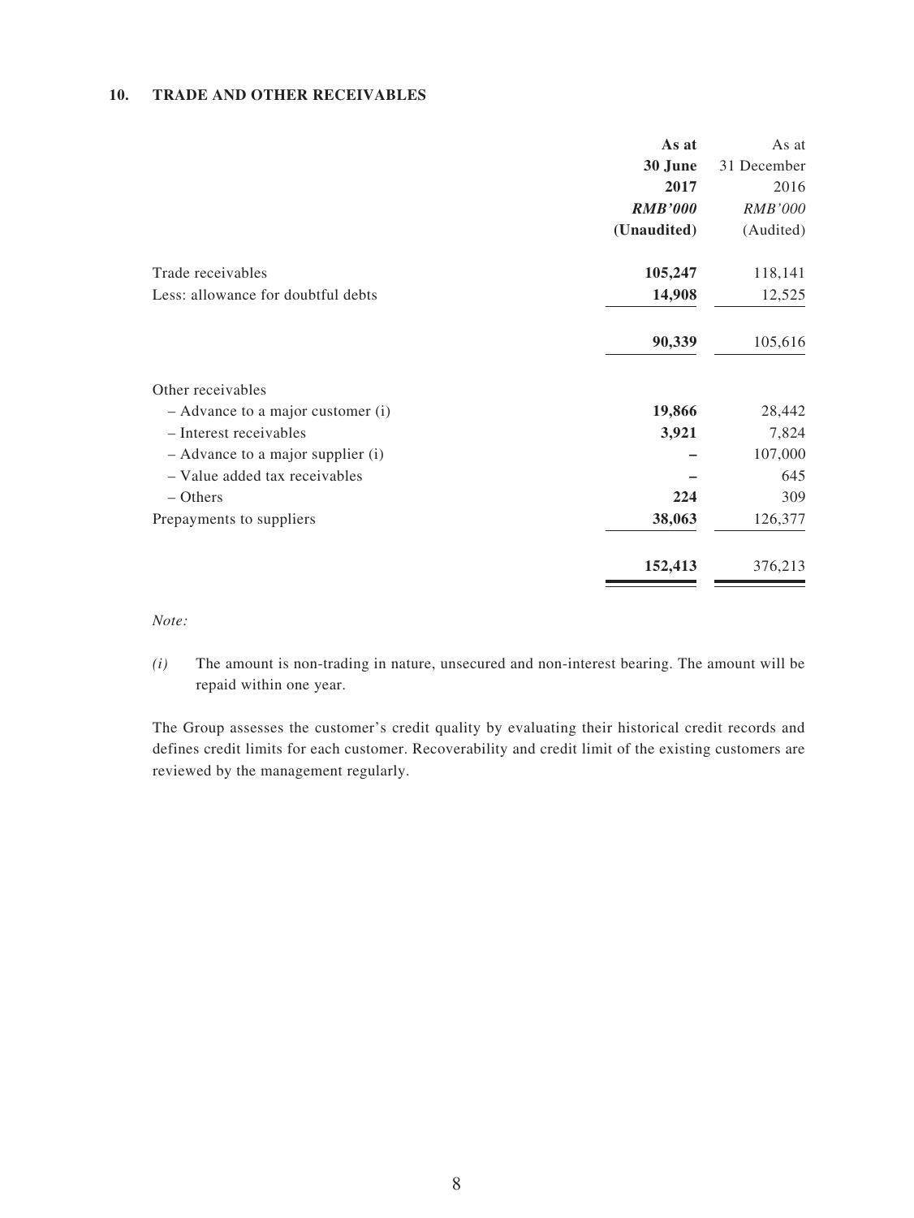### 10. TRADE AND OTHER RECEIVABLES

| | As at 30 June 2017 RMB'000 (Unaudited) | As at 31 December 2016 RMB'000 (Audited) |
|---|---|---|
| Trade receivables | **105,247** | 118,141 |
| Less: allowance for doubtful debts | **14,908** | 12,525 |
| | **90,339** | 105,616 |
| Other receivables | | |
| – Advance to a major customer (i) | **19,866** | 28,442 |
| – Interest receivables | **3,921** | 7,824 |
| – Advance to a major supplier (i) | **–** | 107,000 |
| – Value added tax receivables | **–** | 645 |
| – Others | **224** | 309 |
| Prepayments to suppliers | **38,063** | 126,377 |
| | **152,413** | 376,213 |

*Note:*

*(i)* The amount is non-trading in nature, unsecured and non-interest bearing. The amount will be repaid within one year.

The Group assesses the customer's credit quality by evaluating their historical credit records and defines credit limits for each customer. Recoverability and credit limit of the existing customers are reviewed by the management regularly.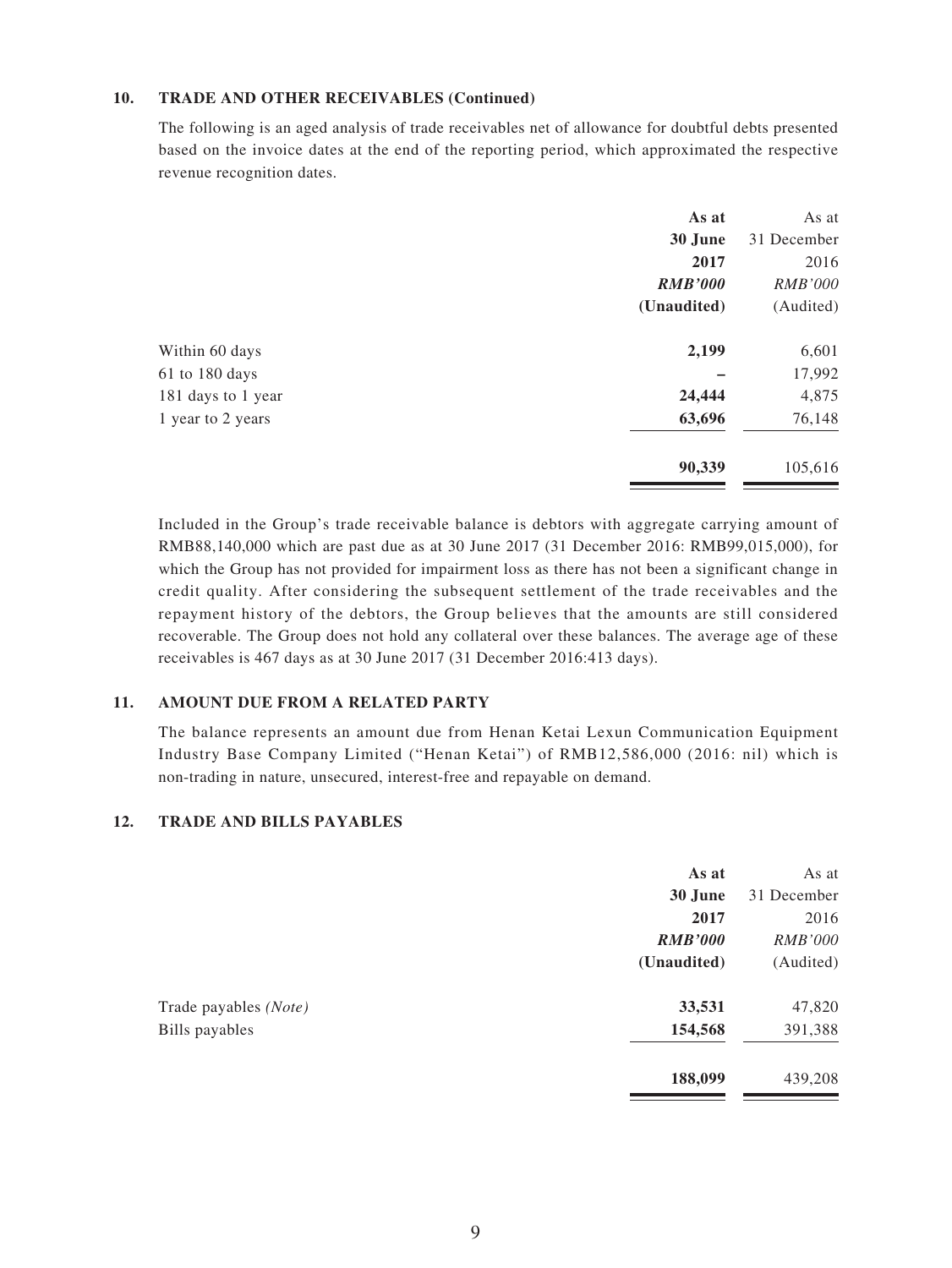## 10. TRADE AND OTHER RECEIVABLES (Continued)

The following is an aged analysis of trade receivables net of allowance for doubtful debts presented based on the invoice dates at the end of the reporting period, which approximated the respective revenue recognition dates.

| | **As at 30 June 2017** | As at 31 December 2016 |
|---|---|---|
| | ***RMB'000*** | *RMB'000* |
| | **(Unaudited)** | (Audited) |
| Within 60 days | **2,199** | 6,601 |
| 61 to 180 days | **–** | 17,992 |
| 181 days to 1 year | **24,444** | 4,875 |
| 1 year to 2 years | **63,696** | 76,148 |
| | **90,339** | 105,616 |

Included in the Group's trade receivable balance is debtors with aggregate carrying amount of RMB88,140,000 which are past due as at 30 June 2017 (31 December 2016: RMB99,015,000), for which the Group has not provided for impairment loss as there has not been a significant change in credit quality. After considering the subsequent settlement of the trade receivables and the repayment history of the debtors, the Group believes that the amounts are still considered recoverable. The Group does not hold any collateral over these balances. The average age of these receivables is 467 days as at 30 June 2017 (31 December 2016:413 days).

## 11. AMOUNT DUE FROM A RELATED PARTY

The balance represents an amount due from Henan Ketai Lexun Communication Equipment Industry Base Company Limited ("Henan Ketai") of RMB12,586,000 (2016: nil) which is non-trading in nature, unsecured, interest-free and repayable on demand.

## 12. TRADE AND BILLS PAYABLES

| | **As at 30 June 2017** | As at 31 December 2016 |
|---|---|---|
| | ***RMB'000*** | *RMB'000* |
| | **(Unaudited)** | (Audited) |
| Trade payables *(Note)* | **33,531** | 47,820 |
| Bills payables | **154,568** | 391,388 |
| | **188,099** | 439,208 |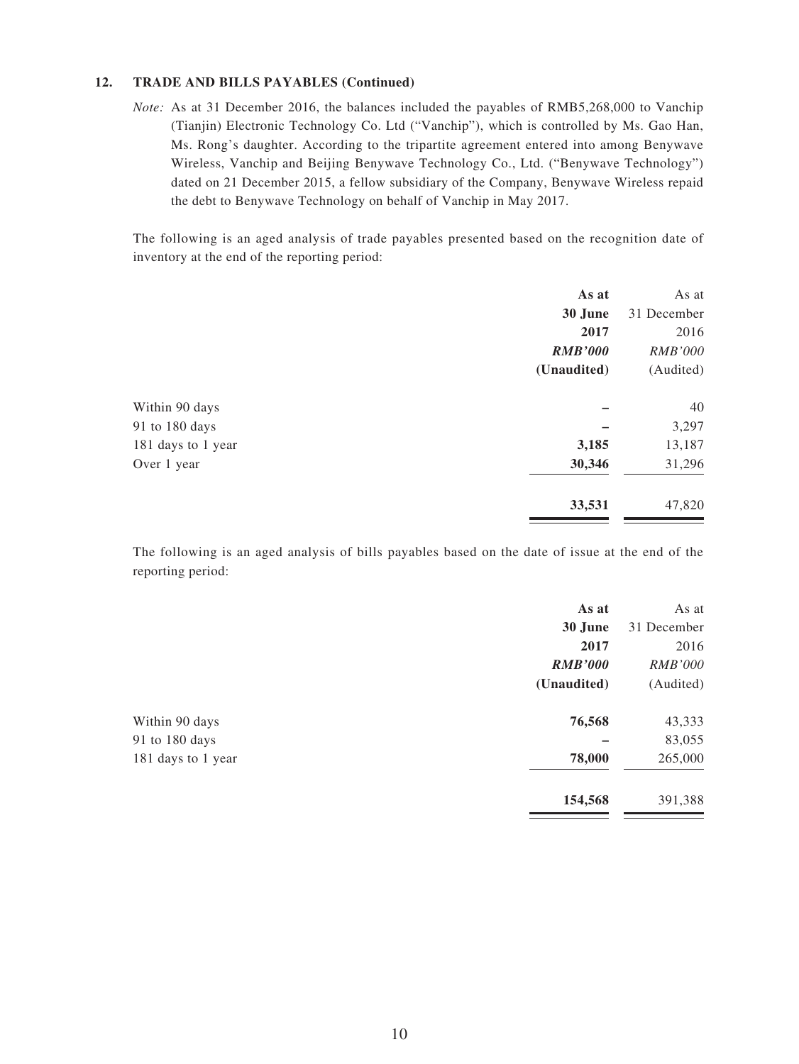## 12. TRADE AND BILLS PAYABLES (Continued)

*Note:* As at 31 December 2016, the balances included the payables of RMB5,268,000 to Vanchip (Tianjin) Electronic Technology Co. Ltd ("Vanchip"), which is controlled by Ms. Gao Han, Ms. Rong's daughter. According to the tripartite agreement entered into among Benywave Wireless, Vanchip and Beijing Benywave Technology Co., Ltd. ("Benywave Technology") dated on 21 December 2015, a fellow subsidiary of the Company, Benywave Wireless repaid the debt to Benywave Technology on behalf of Vanchip in May 2017.

The following is an aged analysis of trade payables presented based on the recognition date of inventory at the end of the reporting period:

| | As at 30 June 2017 *RMB'000* (Unaudited) | As at 31 December 2016 *RMB'000* (Audited) |
|---|---|---|
| Within 90 days | – | 40 |
| 91 to 180 days | – | 3,297 |
| 181 days to 1 year | 3,185 | 13,187 |
| Over 1 year | 30,346 | 31,296 |
| | 33,531 | 47,820 |

The following is an aged analysis of bills payables based on the date of issue at the end of the reporting period:

| | As at 30 June 2017 *RMB'000* (Unaudited) | As at 31 December 2016 *RMB'000* (Audited) |
|---|---|---|
| Within 90 days | 76,568 | 43,333 |
| 91 to 180 days | – | 83,055 |
| 181 days to 1 year | 78,000 | 265,000 |
| | 154,568 | 391,388 |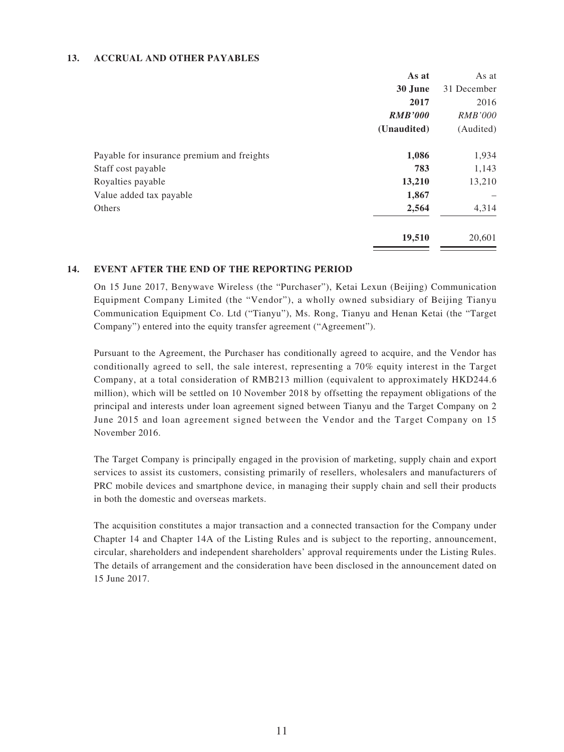## 13. ACCRUAL AND OTHER PAYABLES

| | As at 30 June 2017 *RMB'000* (Unaudited) | As at 31 December 2016 *RMB'000* (Audited) |
|---|---|---|
| Payable for insurance premium and freights | **1,086** | 1,934 |
| Staff cost payable | **783** | 1,143 |
| Royalties payable | **13,210** | 13,210 |
| Value added tax payable | **1,867** | – |
| Others | **2,564** | 4,314 |
| | **19,510** | 20,601 |

## 14. EVENT AFTER THE END OF THE REPORTING PERIOD

On 15 June 2017, Benywave Wireless (the "Purchaser"), Ketai Lexun (Beijing) Communication Equipment Company Limited (the "Vendor"), a wholly owned subsidiary of Beijing Tianyu Communication Equipment Co. Ltd ("Tianyu"), Ms. Rong, Tianyu and Henan Ketai (the "Target Company") entered into the equity transfer agreement ("Agreement").

Pursuant to the Agreement, the Purchaser has conditionally agreed to acquire, and the Vendor has conditionally agreed to sell, the sale interest, representing a 70% equity interest in the Target Company, at a total consideration of RMB213 million (equivalent to approximately HKD244.6 million), which will be settled on 10 November 2018 by offsetting the repayment obligations of the principal and interests under loan agreement signed between Tianyu and the Target Company on 2 June 2015 and loan agreement signed between the Vendor and the Target Company on 15 November 2016.

The Target Company is principally engaged in the provision of marketing, supply chain and export services to assist its customers, consisting primarily of resellers, wholesalers and manufacturers of PRC mobile devices and smartphone device, in managing their supply chain and sell their products in both the domestic and overseas markets.

The acquisition constitutes a major transaction and a connected transaction for the Company under Chapter 14 and Chapter 14A of the Listing Rules and is subject to the reporting, announcement, circular, shareholders and independent shareholders' approval requirements under the Listing Rules. The details of arrangement and the consideration have been disclosed in the announcement dated on 15 June 2017.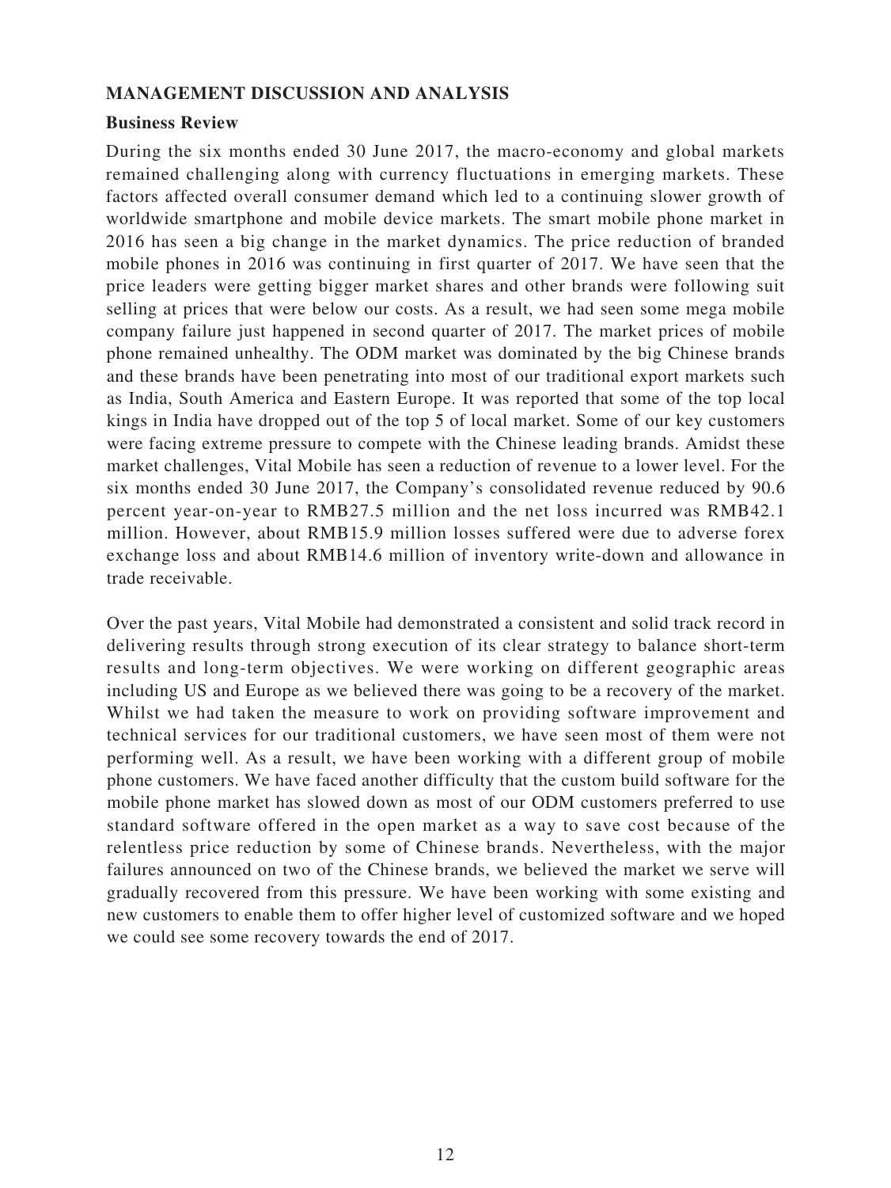## MANAGEMENT DISCUSSION AND ANALYSIS

### Business Review

During the six months ended 30 June 2017, the macro-economy and global markets remained challenging along with currency fluctuations in emerging markets. These factors affected overall consumer demand which led to a continuing slower growth of worldwide smartphone and mobile device markets. The smart mobile phone market in 2016 has seen a big change in the market dynamics. The price reduction of branded mobile phones in 2016 was continuing in first quarter of 2017. We have seen that the price leaders were getting bigger market shares and other brands were following suit selling at prices that were below our costs. As a result, we had seen some mega mobile company failure just happened in second quarter of 2017. The market prices of mobile phone remained unhealthy. The ODM market was dominated by the big Chinese brands and these brands have been penetrating into most of our traditional export markets such as India, South America and Eastern Europe. It was reported that some of the top local kings in India have dropped out of the top 5 of local market. Some of our key customers were facing extreme pressure to compete with the Chinese leading brands. Amidst these market challenges, Vital Mobile has seen a reduction of revenue to a lower level. For the six months ended 30 June 2017, the Company's consolidated revenue reduced by 90.6 percent year-on-year to RMB27.5 million and the net loss incurred was RMB42.1 million. However, about RMB15.9 million losses suffered were due to adverse forex exchange loss and about RMB14.6 million of inventory write-down and allowance in trade receivable.

Over the past years, Vital Mobile had demonstrated a consistent and solid track record in delivering results through strong execution of its clear strategy to balance short-term results and long-term objectives. We were working on different geographic areas including US and Europe as we believed there was going to be a recovery of the market. Whilst we had taken the measure to work on providing software improvement and technical services for our traditional customers, we have seen most of them were not performing well. As a result, we have been working with a different group of mobile phone customers. We have faced another difficulty that the custom build software for the mobile phone market has slowed down as most of our ODM customers preferred to use standard software offered in the open market as a way to save cost because of the relentless price reduction by some of Chinese brands. Nevertheless, with the major failures announced on two of the Chinese brands, we believed the market we serve will gradually recovered from this pressure. We have been working with some existing and new customers to enable them to offer higher level of customized software and we hoped we could see some recovery towards the end of 2017.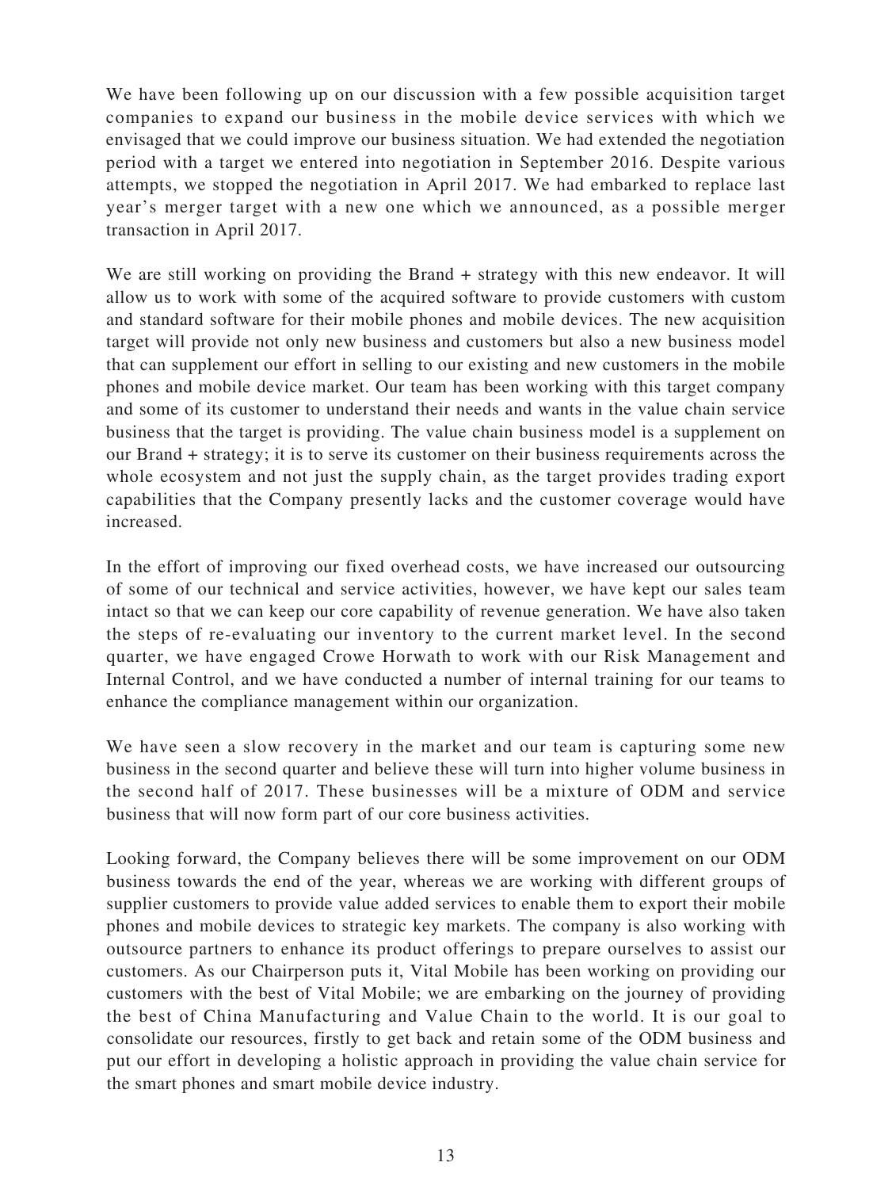We have been following up on our discussion with a few possible acquisition target companies to expand our business in the mobile device services with which we envisaged that we could improve our business situation. We had extended the negotiation period with a target we entered into negotiation in September 2016. Despite various attempts, we stopped the negotiation in April 2017. We had embarked to replace last year's merger target with a new one which we announced, as a possible merger transaction in April 2017.

We are still working on providing the Brand + strategy with this new endeavor. It will allow us to work with some of the acquired software to provide customers with custom and standard software for their mobile phones and mobile devices. The new acquisition target will provide not only new business and customers but also a new business model that can supplement our effort in selling to our existing and new customers in the mobile phones and mobile device market. Our team has been working with this target company and some of its customer to understand their needs and wants in the value chain service business that the target is providing. The value chain business model is a supplement on our Brand + strategy; it is to serve its customer on their business requirements across the whole ecosystem and not just the supply chain, as the target provides trading export capabilities that the Company presently lacks and the customer coverage would have increased.

In the effort of improving our fixed overhead costs, we have increased our outsourcing of some of our technical and service activities, however, we have kept our sales team intact so that we can keep our core capability of revenue generation. We have also taken the steps of re-evaluating our inventory to the current market level. In the second quarter, we have engaged Crowe Horwath to work with our Risk Management and Internal Control, and we have conducted a number of internal training for our teams to enhance the compliance management within our organization.

We have seen a slow recovery in the market and our team is capturing some new business in the second quarter and believe these will turn into higher volume business in the second half of 2017. These businesses will be a mixture of ODM and service business that will now form part of our core business activities.

Looking forward, the Company believes there will be some improvement on our ODM business towards the end of the year, whereas we are working with different groups of supplier customers to provide value added services to enable them to export their mobile phones and mobile devices to strategic key markets. The company is also working with outsource partners to enhance its product offerings to prepare ourselves to assist our customers. As our Chairperson puts it, Vital Mobile has been working on providing our customers with the best of Vital Mobile; we are embarking on the journey of providing the best of China Manufacturing and Value Chain to the world. It is our goal to consolidate our resources, firstly to get back and retain some of the ODM business and put our effort in developing a holistic approach in providing the value chain service for the smart phones and smart mobile device industry.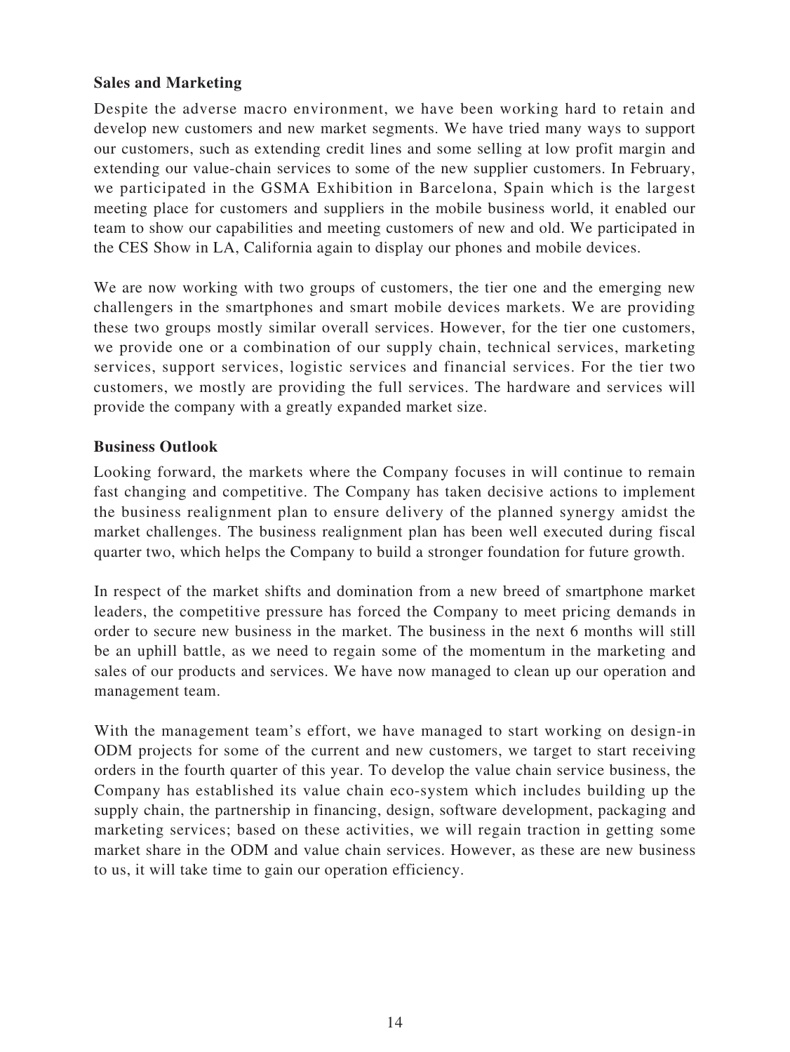**Sales and Marketing**

Despite the adverse macro environment, we have been working hard to retain and develop new customers and new market segments. We have tried many ways to support our customers, such as extending credit lines and some selling at low profit margin and extending our value-chain services to some of the new supplier customers. In February, we participated in the GSMA Exhibition in Barcelona, Spain which is the largest meeting place for customers and suppliers in the mobile business world, it enabled our team to show our capabilities and meeting customers of new and old. We participated in the CES Show in LA, California again to display our phones and mobile devices.

We are now working with two groups of customers, the tier one and the emerging new challengers in the smartphones and smart mobile devices markets. We are providing these two groups mostly similar overall services. However, for the tier one customers, we provide one or a combination of our supply chain, technical services, marketing services, support services, logistic services and financial services. For the tier two customers, we mostly are providing the full services. The hardware and services will provide the company with a greatly expanded market size.

**Business Outlook**

Looking forward, the markets where the Company focuses in will continue to remain fast changing and competitive. The Company has taken decisive actions to implement the business realignment plan to ensure delivery of the planned synergy amidst the market challenges. The business realignment plan has been well executed during fiscal quarter two, which helps the Company to build a stronger foundation for future growth.

In respect of the market shifts and domination from a new breed of smartphone market leaders, the competitive pressure has forced the Company to meet pricing demands in order to secure new business in the market. The business in the next 6 months will still be an uphill battle, as we need to regain some of the momentum in the marketing and sales of our products and services. We have now managed to clean up our operation and management team.

With the management team's effort, we have managed to start working on design-in ODM projects for some of the current and new customers, we target to start receiving orders in the fourth quarter of this year. To develop the value chain service business, the Company has established its value chain eco-system which includes building up the supply chain, the partnership in financing, design, software development, packaging and marketing services; based on these activities, we will regain traction in getting some market share in the ODM and value chain services. However, as these are new business to us, it will take time to gain our operation efficiency.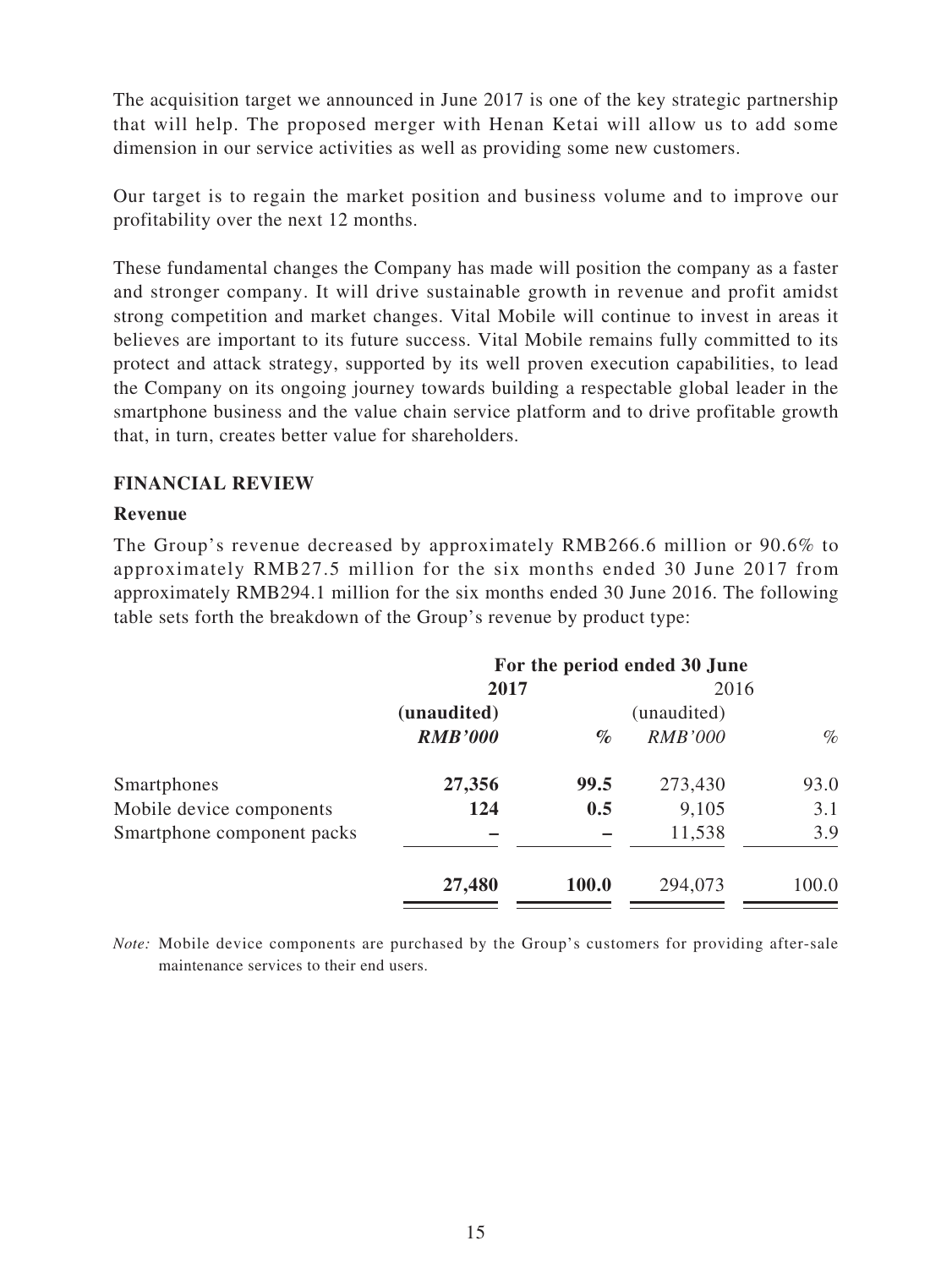The acquisition target we announced in June 2017 is one of the key strategic partnership that will help. The proposed merger with Henan Ketai will allow us to add some dimension in our service activities as well as providing some new customers.

Our target is to regain the market position and business volume and to improve our profitability over the next 12 months.

These fundamental changes the Company has made will position the company as a faster and stronger company. It will drive sustainable growth in revenue and profit amidst strong competition and market changes. Vital Mobile will continue to invest in areas it believes are important to its future success. Vital Mobile remains fully committed to its protect and attack strategy, supported by its well proven execution capabilities, to lead the Company on its ongoing journey towards building a respectable global leader in the smartphone business and the value chain service platform and to drive profitable growth that, in turn, creates better value for shareholders.

## FINANCIAL REVIEW

### Revenue

The Group's revenue decreased by approximately RMB266.6 million or 90.6% to approximately RMB27.5 million for the six months ended 30 June 2017 from approximately RMB294.1 million for the six months ended 30 June 2016. The following table sets forth the breakdown of the Group's revenue by product type:

| | For the period ended 30 June | | | |
|---|---|---|---|---|
| | **2017** | | 2016 | |
| | **(unaudited)** | | (unaudited) | |
| | ***RMB'000*** | ***%*** | *RMB'000* | *%* |
| Smartphones | **27,356** | **99.5** | 273,430 | 93.0 |
| Mobile device components | **124** | **0.5** | 9,105 | 3.1 |
| Smartphone component packs | **–** | **–** | 11,538 | 3.9 |
| | **27,480** | **100.0** | 294,073 | 100.0 |

*Note:* Mobile device components are purchased by the Group's customers for providing after-sale maintenance services to their end users.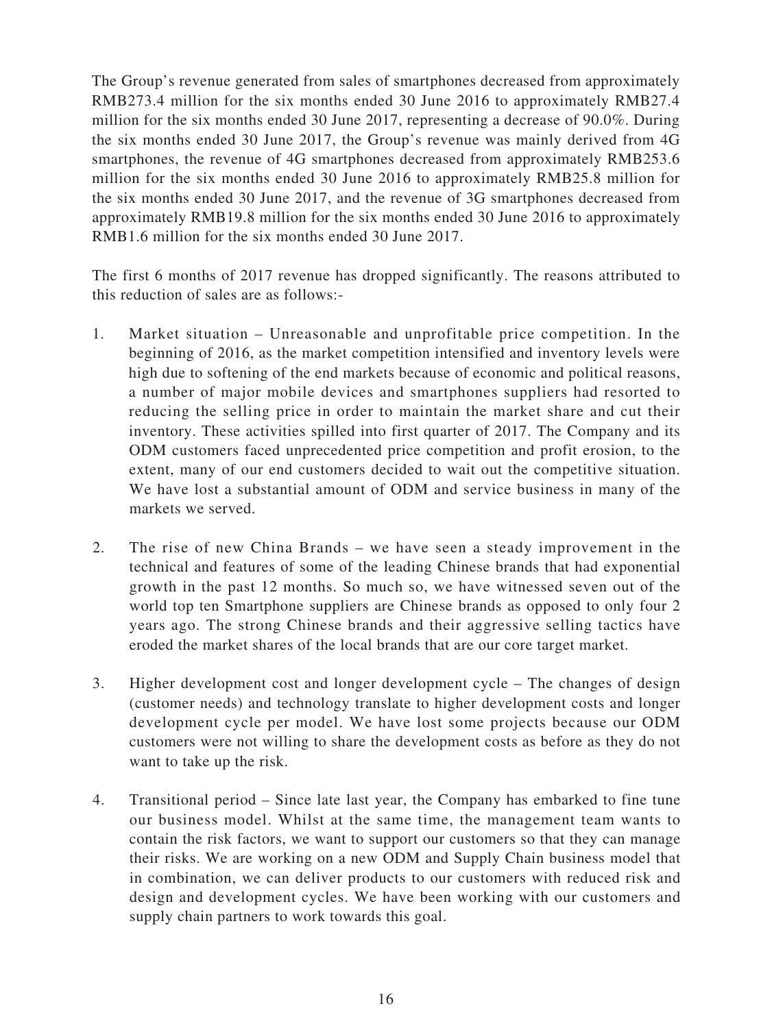The Group's revenue generated from sales of smartphones decreased from approximately RMB273.4 million for the six months ended 30 June 2016 to approximately RMB27.4 million for the six months ended 30 June 2017, representing a decrease of 90.0%. During the six months ended 30 June 2017, the Group's revenue was mainly derived from 4G smartphones, the revenue of 4G smartphones decreased from approximately RMB253.6 million for the six months ended 30 June 2016 to approximately RMB25.8 million for the six months ended 30 June 2017, and the revenue of 3G smartphones decreased from approximately RMB19.8 million for the six months ended 30 June 2016 to approximately RMB1.6 million for the six months ended 30 June 2017.

The first 6 months of 2017 revenue has dropped significantly. The reasons attributed to this reduction of sales are as follows:-

1. Market situation – Unreasonable and unprofitable price competition. In the beginning of 2016, as the market competition intensified and inventory levels were high due to softening of the end markets because of economic and political reasons, a number of major mobile devices and smartphones suppliers had resorted to reducing the selling price in order to maintain the market share and cut their inventory. These activities spilled into first quarter of 2017. The Company and its ODM customers faced unprecedented price competition and profit erosion, to the extent, many of our end customers decided to wait out the competitive situation. We have lost a substantial amount of ODM and service business in many of the markets we served.

2. The rise of new China Brands – we have seen a steady improvement in the technical and features of some of the leading Chinese brands that had exponential growth in the past 12 months. So much so, we have witnessed seven out of the world top ten Smartphone suppliers are Chinese brands as opposed to only four 2 years ago. The strong Chinese brands and their aggressive selling tactics have eroded the market shares of the local brands that are our core target market.

3. Higher development cost and longer development cycle – The changes of design (customer needs) and technology translate to higher development costs and longer development cycle per model. We have lost some projects because our ODM customers were not willing to share the development costs as before as they do not want to take up the risk.

4. Transitional period – Since late last year, the Company has embarked to fine tune our business model. Whilst at the same time, the management team wants to contain the risk factors, we want to support our customers so that they can manage their risks. We are working on a new ODM and Supply Chain business model that in combination, we can deliver products to our customers with reduced risk and design and development cycles. We have been working with our customers and supply chain partners to work towards this goal.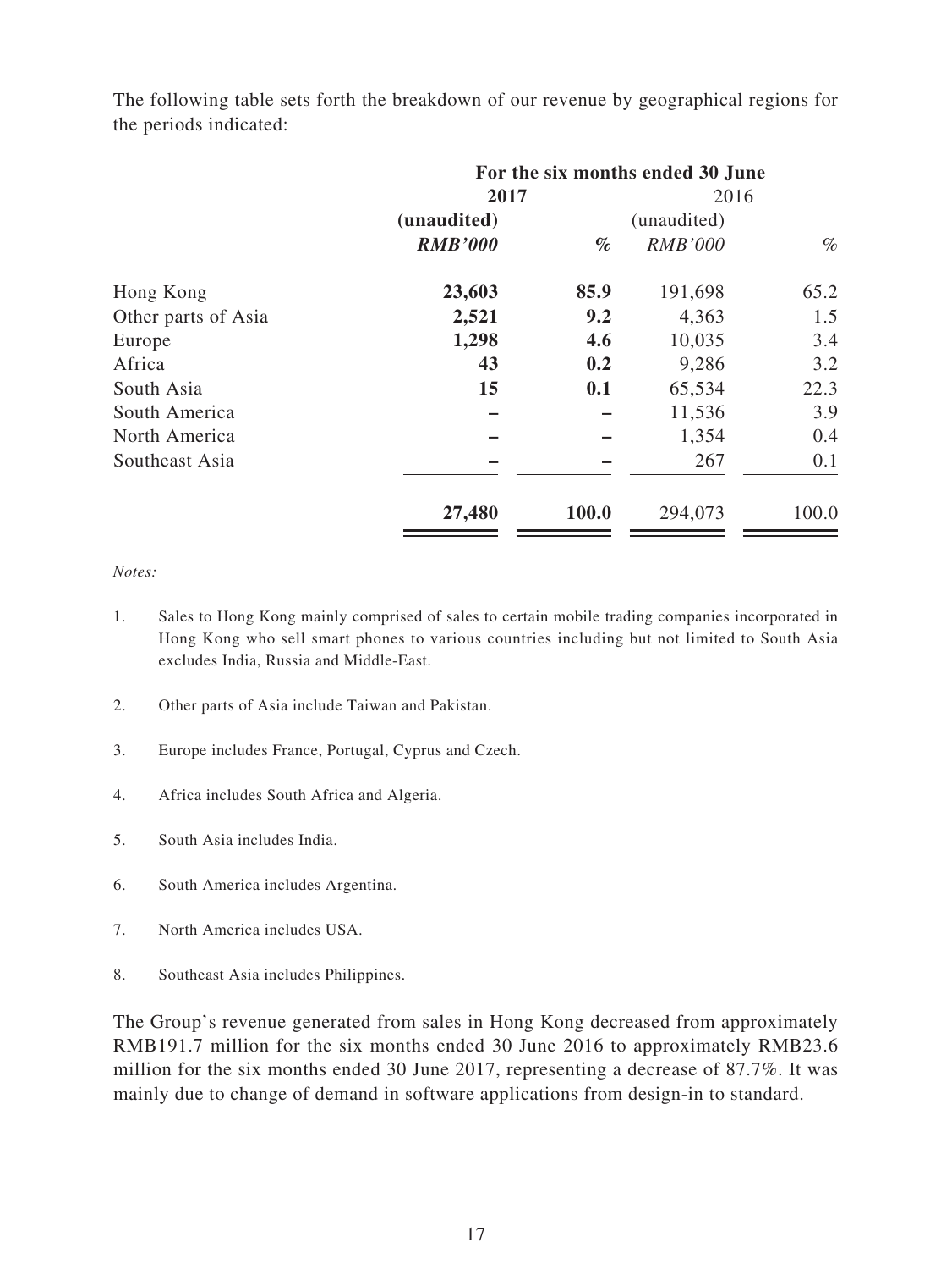The following table sets forth the breakdown of our revenue by geographical regions for the periods indicated:

| | For the six months ended 30 June | | | |
|---|---|---|---|---|
| | **2017** | | 2016 | |
| | **(unaudited)** | | (unaudited) | |
| | ***RMB'000*** | ***%*** | *RMB'000* | *%* |
| Hong Kong | **23,603** | **85.9** | 191,698 | 65.2 |
| Other parts of Asia | **2,521** | **9.2** | 4,363 | 1.5 |
| Europe | **1,298** | **4.6** | 10,035 | 3.4 |
| Africa | **43** | **0.2** | 9,286 | 3.2 |
| South Asia | **15** | **0.1** | 65,534 | 22.3 |
| South America | **–** | **–** | 11,536 | 3.9 |
| North America | **–** | **–** | 1,354 | 0.4 |
| Southeast Asia | **–** | **–** | 267 | 0.1 |
| | **27,480** | **100.0** | 294,073 | 100.0 |

*Notes:*

1. Sales to Hong Kong mainly comprised of sales to certain mobile trading companies incorporated in Hong Kong who sell smart phones to various countries including but not limited to South Asia excludes India, Russia and Middle-East.

2. Other parts of Asia include Taiwan and Pakistan.

3. Europe includes France, Portugal, Cyprus and Czech.

4. Africa includes South Africa and Algeria.

5. South Asia includes India.

6. South America includes Argentina.

7. North America includes USA.

8. Southeast Asia includes Philippines.

The Group's revenue generated from sales in Hong Kong decreased from approximately RMB191.7 million for the six months ended 30 June 2016 to approximately RMB23.6 million for the six months ended 30 June 2017, representing a decrease of 87.7%. It was mainly due to change of demand in software applications from design-in to standard.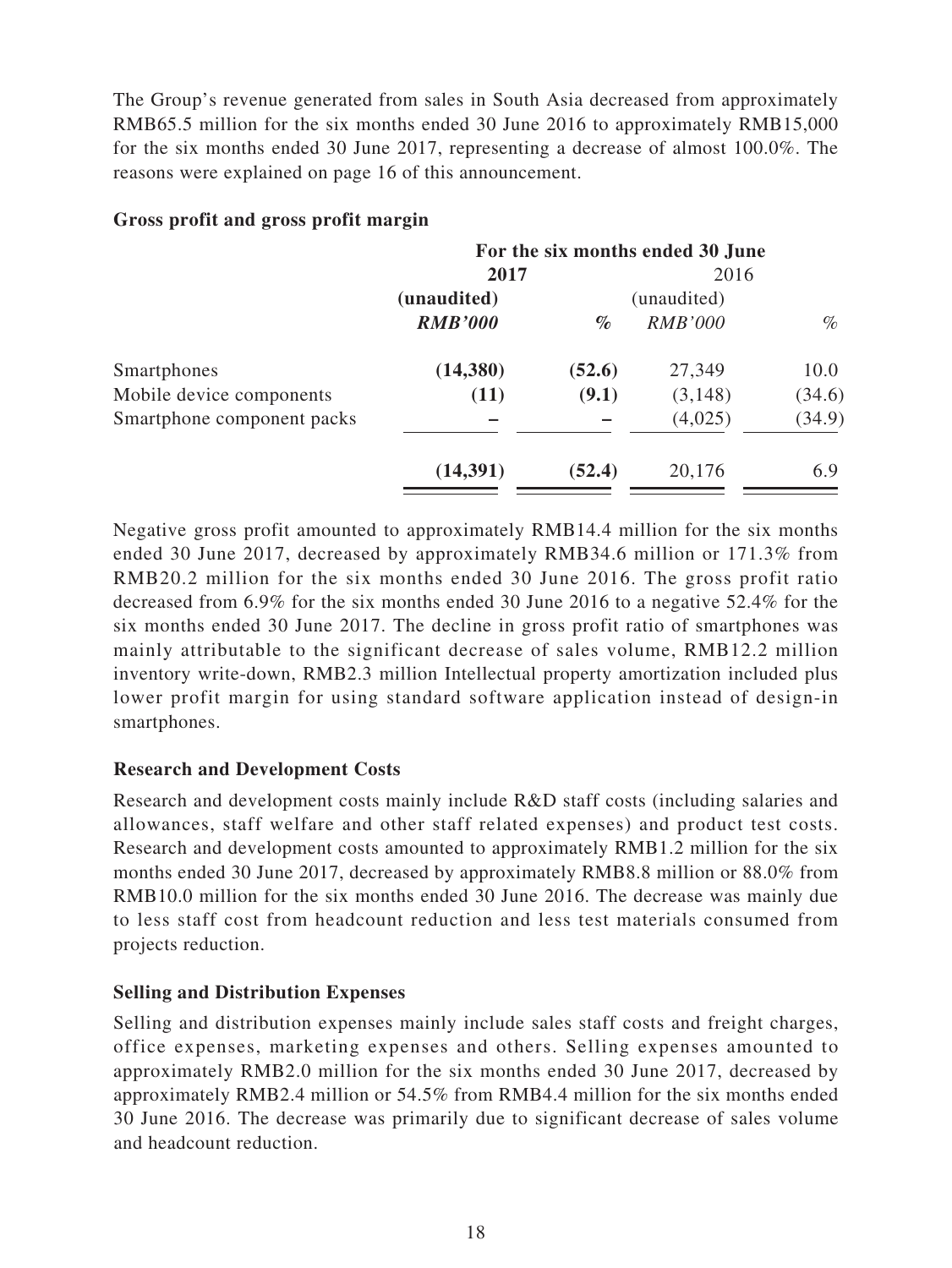The Group's revenue generated from sales in South Asia decreased from approximately RMB65.5 million for the six months ended 30 June 2016 to approximately RMB15,000 for the six months ended 30 June 2017, representing a decrease of almost 100.0%. The reasons were explained on page 16 of this announcement.

**Gross profit and gross profit margin**

| | For the six months ended 30 June | | | |
|---|---|---|---|---|
| | **2017** | | 2016 | |
| | **(unaudited)** | | (unaudited) | |
| | ***RMB'000*** | *%* | *RMB'000* | *%* |
| Smartphones | **(14,380)** | **(52.6)** | 27,349 | 10.0 |
| Mobile device components | **(11)** | **(9.1)** | (3,148) | (34.6) |
| Smartphone component packs | **–** | **–** | (4,025) | (34.9) |
| | **(14,391)** | **(52.4)** | 20,176 | 6.9 |

Negative gross profit amounted to approximately RMB14.4 million for the six months ended 30 June 2017, decreased by approximately RMB34.6 million or 171.3% from RMB20.2 million for the six months ended 30 June 2016. The gross profit ratio decreased from 6.9% for the six months ended 30 June 2016 to a negative 52.4% for the six months ended 30 June 2017. The decline in gross profit ratio of smartphones was mainly attributable to the significant decrease of sales volume, RMB12.2 million inventory write-down, RMB2.3 million Intellectual property amortization included plus lower profit margin for using standard software application instead of design-in smartphones.

**Research and Development Costs**

Research and development costs mainly include R&D staff costs (including salaries and allowances, staff welfare and other staff related expenses) and product test costs. Research and development costs amounted to approximately RMB1.2 million for the six months ended 30 June 2017, decreased by approximately RMB8.8 million or 88.0% from RMB10.0 million for the six months ended 30 June 2016. The decrease was mainly due to less staff cost from headcount reduction and less test materials consumed from projects reduction.

**Selling and Distribution Expenses**

Selling and distribution expenses mainly include sales staff costs and freight charges, office expenses, marketing expenses and others. Selling expenses amounted to approximately RMB2.0 million for the six months ended 30 June 2017, decreased by approximately RMB2.4 million or 54.5% from RMB4.4 million for the six months ended 30 June 2016. The decrease was primarily due to significant decrease of sales volume and headcount reduction.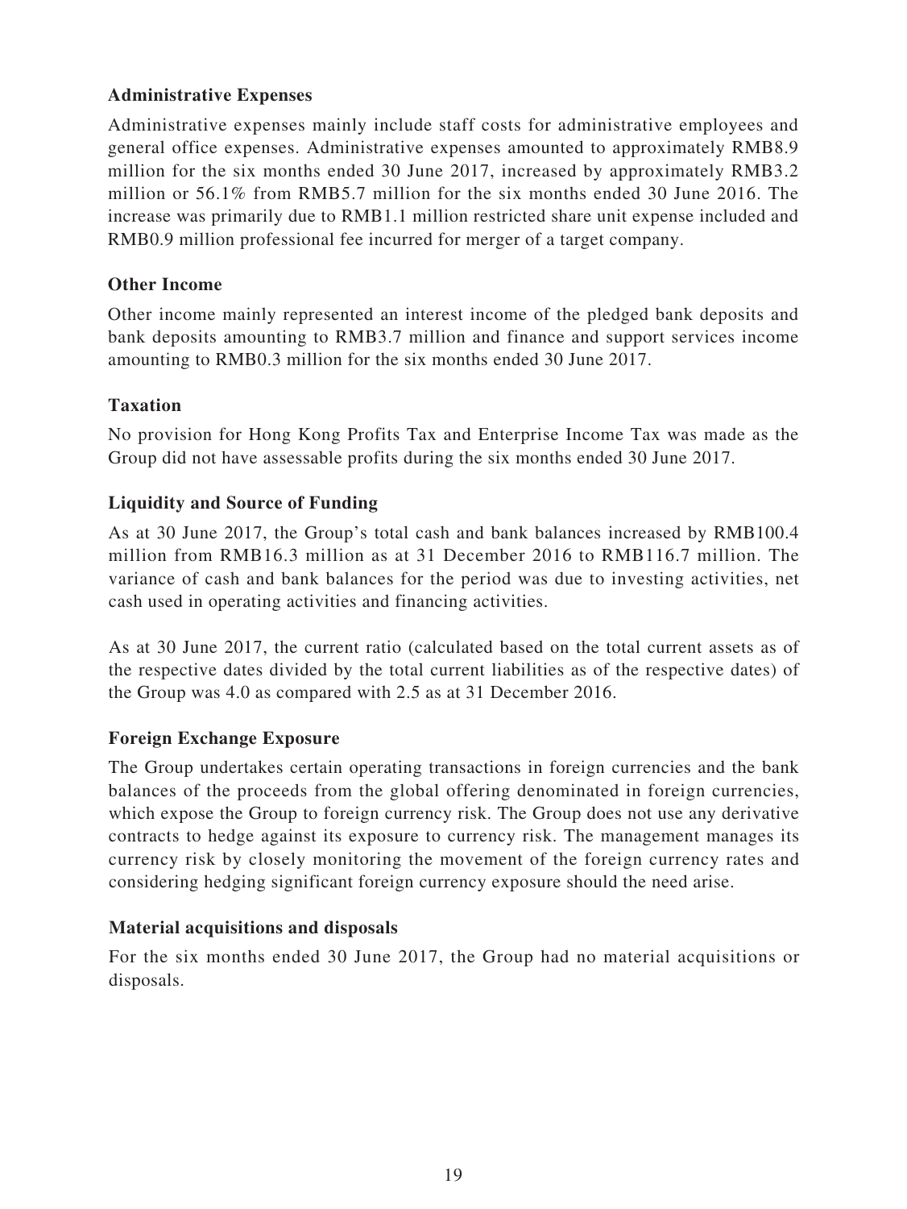**Administrative Expenses**

Administrative expenses mainly include staff costs for administrative employees and general office expenses. Administrative expenses amounted to approximately RMB8.9 million for the six months ended 30 June 2017, increased by approximately RMB3.2 million or 56.1% from RMB5.7 million for the six months ended 30 June 2016. The increase was primarily due to RMB1.1 million restricted share unit expense included and RMB0.9 million professional fee incurred for merger of a target company.

**Other Income**

Other income mainly represented an interest income of the pledged bank deposits and bank deposits amounting to RMB3.7 million and finance and support services income amounting to RMB0.3 million for the six months ended 30 June 2017.

**Taxation**

No provision for Hong Kong Profits Tax and Enterprise Income Tax was made as the Group did not have assessable profits during the six months ended 30 June 2017.

**Liquidity and Source of Funding**

As at 30 June 2017, the Group's total cash and bank balances increased by RMB100.4 million from RMB16.3 million as at 31 December 2016 to RMB116.7 million. The variance of cash and bank balances for the period was due to investing activities, net cash used in operating activities and financing activities.

As at 30 June 2017, the current ratio (calculated based on the total current assets as of the respective dates divided by the total current liabilities as of the respective dates) of the Group was 4.0 as compared with 2.5 as at 31 December 2016.

**Foreign Exchange Exposure**

The Group undertakes certain operating transactions in foreign currencies and the bank balances of the proceeds from the global offering denominated in foreign currencies, which expose the Group to foreign currency risk. The Group does not use any derivative contracts to hedge against its exposure to currency risk. The management manages its currency risk by closely monitoring the movement of the foreign currency rates and considering hedging significant foreign currency exposure should the need arise.

**Material acquisitions and disposals**

For the six months ended 30 June 2017, the Group had no material acquisitions or disposals.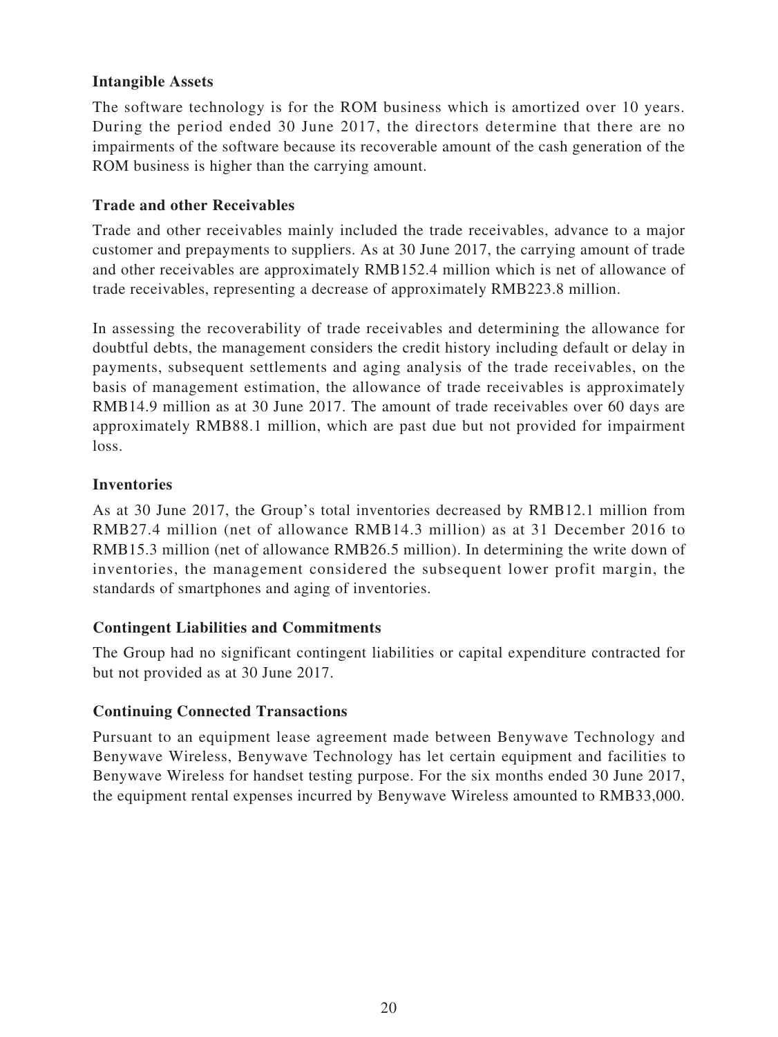### Intangible Assets

The software technology is for the ROM business which is amortized over 10 years. During the period ended 30 June 2017, the directors determine that there are no impairments of the software because its recoverable amount of the cash generation of the ROM business is higher than the carrying amount.

### Trade and other Receivables

Trade and other receivables mainly included the trade receivables, advance to a major customer and prepayments to suppliers. As at 30 June 2017, the carrying amount of trade and other receivables are approximately RMB152.4 million which is net of allowance of trade receivables, representing a decrease of approximately RMB223.8 million.

In assessing the recoverability of trade receivables and determining the allowance for doubtful debts, the management considers the credit history including default or delay in payments, subsequent settlements and aging analysis of the trade receivables, on the basis of management estimation, the allowance of trade receivables is approximately RMB14.9 million as at 30 June 2017. The amount of trade receivables over 60 days are approximately RMB88.1 million, which are past due but not provided for impairment loss.

### Inventories

As at 30 June 2017, the Group's total inventories decreased by RMB12.1 million from RMB27.4 million (net of allowance RMB14.3 million) as at 31 December 2016 to RMB15.3 million (net of allowance RMB26.5 million). In determining the write down of inventories, the management considered the subsequent lower profit margin, the standards of smartphones and aging of inventories.

### Contingent Liabilities and Commitments

The Group had no significant contingent liabilities or capital expenditure contracted for but not provided as at 30 June 2017.

### Continuing Connected Transactions

Pursuant to an equipment lease agreement made between Benywave Technology and Benywave Wireless, Benywave Technology has let certain equipment and facilities to Benywave Wireless for handset testing purpose. For the six months ended 30 June 2017, the equipment rental expenses incurred by Benywave Wireless amounted to RMB33,000.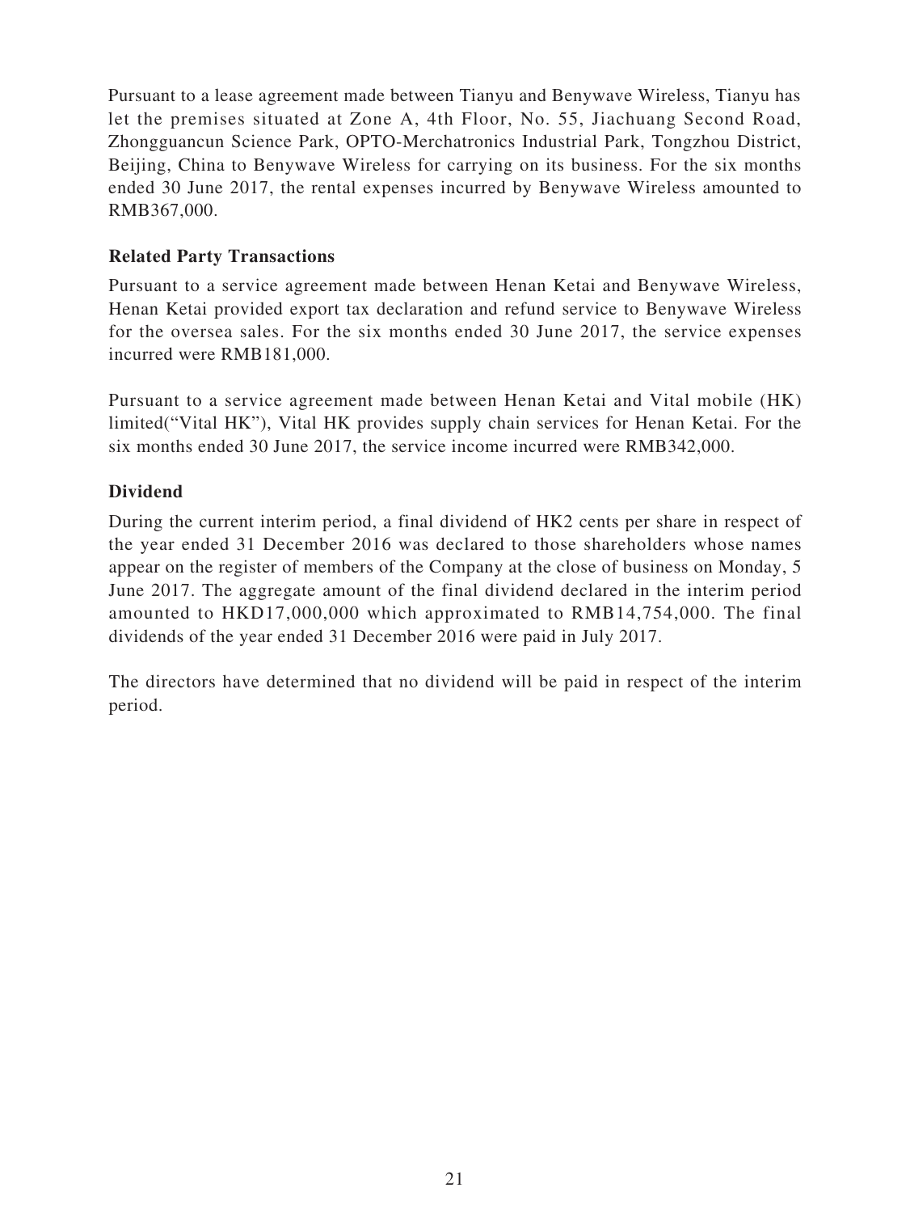Pursuant to a lease agreement made between Tianyu and Benywave Wireless, Tianyu has let the premises situated at Zone A, 4th Floor, No. 55, Jiachuang Second Road, Zhongguancun Science Park, OPTO-Merchatronics Industrial Park, Tongzhou District, Beijing, China to Benywave Wireless for carrying on its business. For the six months ended 30 June 2017, the rental expenses incurred by Benywave Wireless amounted to RMB367,000.

**Related Party Transactions**

Pursuant to a service agreement made between Henan Ketai and Benywave Wireless, Henan Ketai provided export tax declaration and refund service to Benywave Wireless for the oversea sales. For the six months ended 30 June 2017, the service expenses incurred were RMB181,000.

Pursuant to a service agreement made between Henan Ketai and Vital mobile (HK) limited("Vital HK"), Vital HK provides supply chain services for Henan Ketai. For the six months ended 30 June 2017, the service income incurred were RMB342,000.

**Dividend**

During the current interim period, a final dividend of HK2 cents per share in respect of the year ended 31 December 2016 was declared to those shareholders whose names appear on the register of members of the Company at the close of business on Monday, 5 June 2017. The aggregate amount of the final dividend declared in the interim period amounted to HKD17,000,000 which approximated to RMB14,754,000. The final dividends of the year ended 31 December 2016 were paid in July 2017.

The directors have determined that no dividend will be paid in respect of the interim period.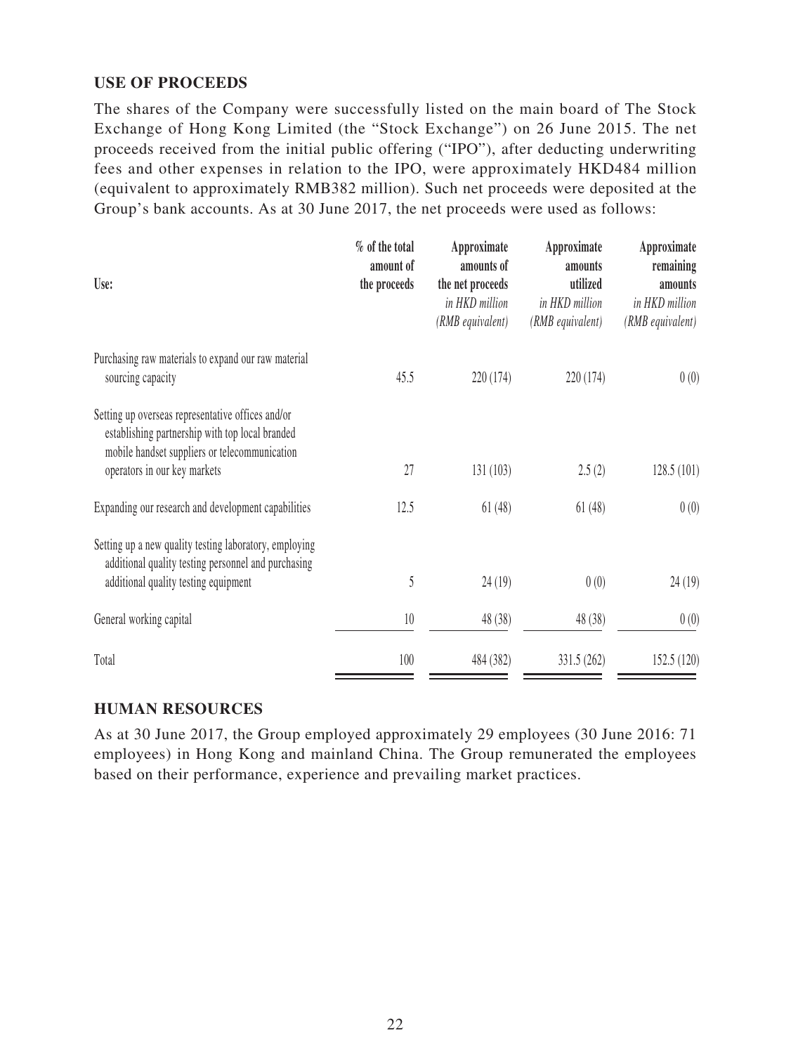## USE OF PROCEEDS

The shares of the Company were successfully listed on the main board of The Stock Exchange of Hong Kong Limited (the "Stock Exchange") on 26 June 2015. The net proceeds received from the initial public offering ("IPO"), after deducting underwriting fees and other expenses in relation to the IPO, were approximately HKD484 million (equivalent to approximately RMB382 million). Such net proceeds were deposited at the Group's bank accounts. As at 30 June 2017, the net proceeds were used as follows:

| Use: | % of the total amount of the proceeds | Approximate amounts of the net proceeds *in HKD million (RMB equivalent)* | Approximate amounts utilized *in HKD million (RMB equivalent)* | Approximate remaining amounts *in HKD million (RMB equivalent)* |
|---|---|---|---|---|
| Purchasing raw materials to expand our raw material sourcing capacity | 45.5 | 220 (174) | 220 (174) | 0 (0) |
| Setting up overseas representative offices and/or establishing partnership with top local branded mobile handset suppliers or telecommunication operators in our key markets | 27 | 131 (103) | 2.5 (2) | 128.5 (101) |
| Expanding our research and development capabilities | 12.5 | 61 (48) | 61 (48) | 0 (0) |
| Setting up a new quality testing laboratory, employing additional quality testing personnel and purchasing additional quality testing equipment | 5 | 24 (19) | 0 (0) | 24 (19) |
| General working capital | 10 | 48 (38) | 48 (38) | 0 (0) |
| Total | 100 | 484 (382) | 331.5 (262) | 152.5 (120) |

## HUMAN RESOURCES

As at 30 June 2017, the Group employed approximately 29 employees (30 June 2016: 71 employees) in Hong Kong and mainland China. The Group remunerated the employees based on their performance, experience and prevailing market practices.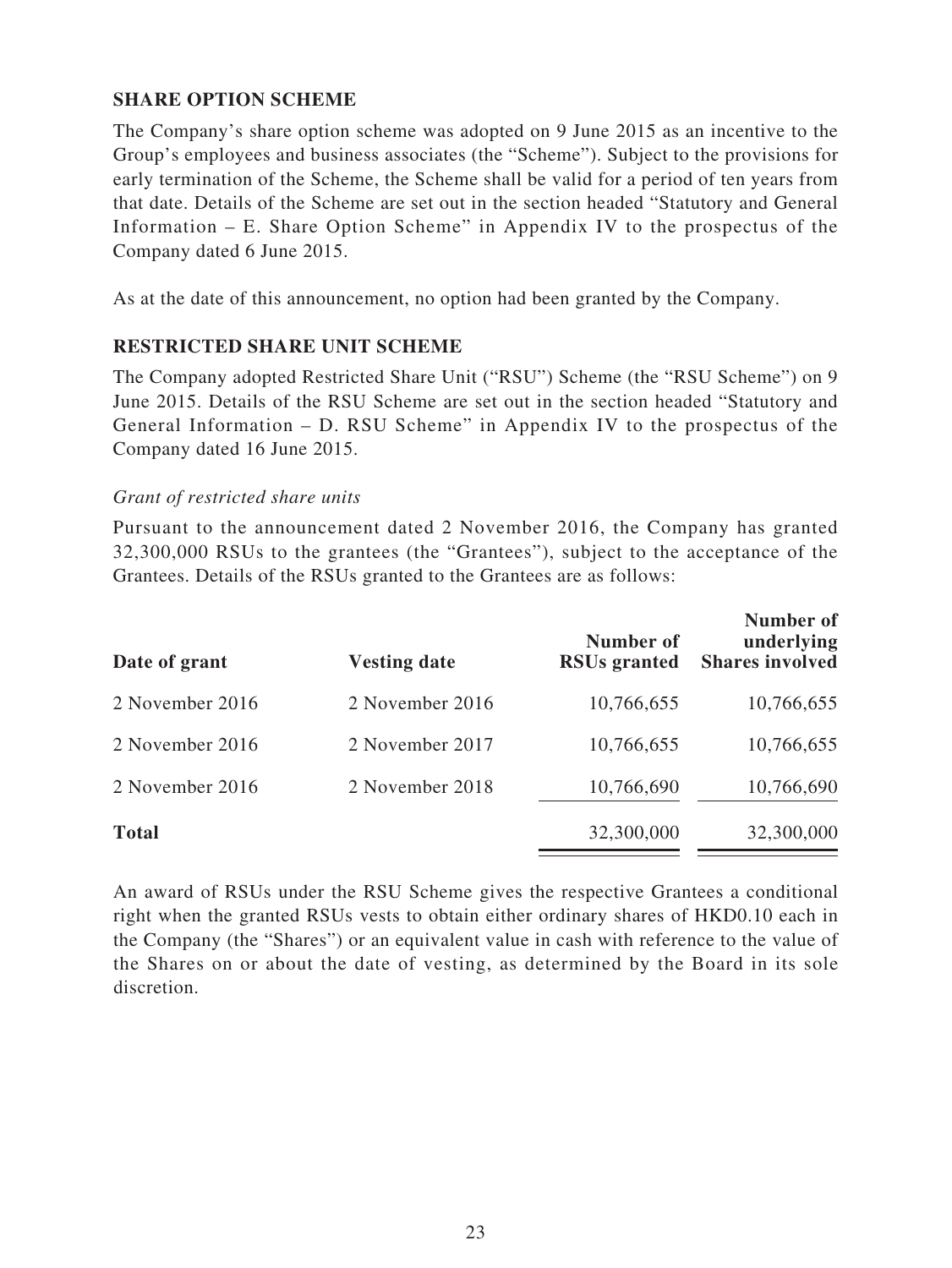## SHARE OPTION SCHEME

The Company's share option scheme was adopted on 9 June 2015 as an incentive to the Group's employees and business associates (the "Scheme"). Subject to the provisions for early termination of the Scheme, the Scheme shall be valid for a period of ten years from that date. Details of the Scheme are set out in the section headed "Statutory and General Information – E. Share Option Scheme" in Appendix IV to the prospectus of the Company dated 6 June 2015.

As at the date of this announcement, no option had been granted by the Company.

## RESTRICTED SHARE UNIT SCHEME

The Company adopted Restricted Share Unit ("RSU") Scheme (the "RSU Scheme") on 9 June 2015. Details of the RSU Scheme are set out in the section headed "Statutory and General Information – D. RSU Scheme" in Appendix IV to the prospectus of the Company dated 16 June 2015.

*Grant of restricted share units*

Pursuant to the announcement dated 2 November 2016, the Company has granted 32,300,000 RSUs to the grantees (the "Grantees"), subject to the acceptance of the Grantees. Details of the RSUs granted to the Grantees are as follows:

| Date of grant | Vesting date | Number of RSUs granted | Number of underlying Shares involved |
|---|---|---|---|
| 2 November 2016 | 2 November 2016 | 10,766,655 | 10,766,655 |
| 2 November 2016 | 2 November 2017 | 10,766,655 | 10,766,655 |
| 2 November 2016 | 2 November 2018 | 10,766,690 | 10,766,690 |
| **Total** | | 32,300,000 | 32,300,000 |

An award of RSUs under the RSU Scheme gives the respective Grantees a conditional right when the granted RSUs vests to obtain either ordinary shares of HKD0.10 each in the Company (the "Shares") or an equivalent value in cash with reference to the value of the Shares on or about the date of vesting, as determined by the Board in its sole discretion.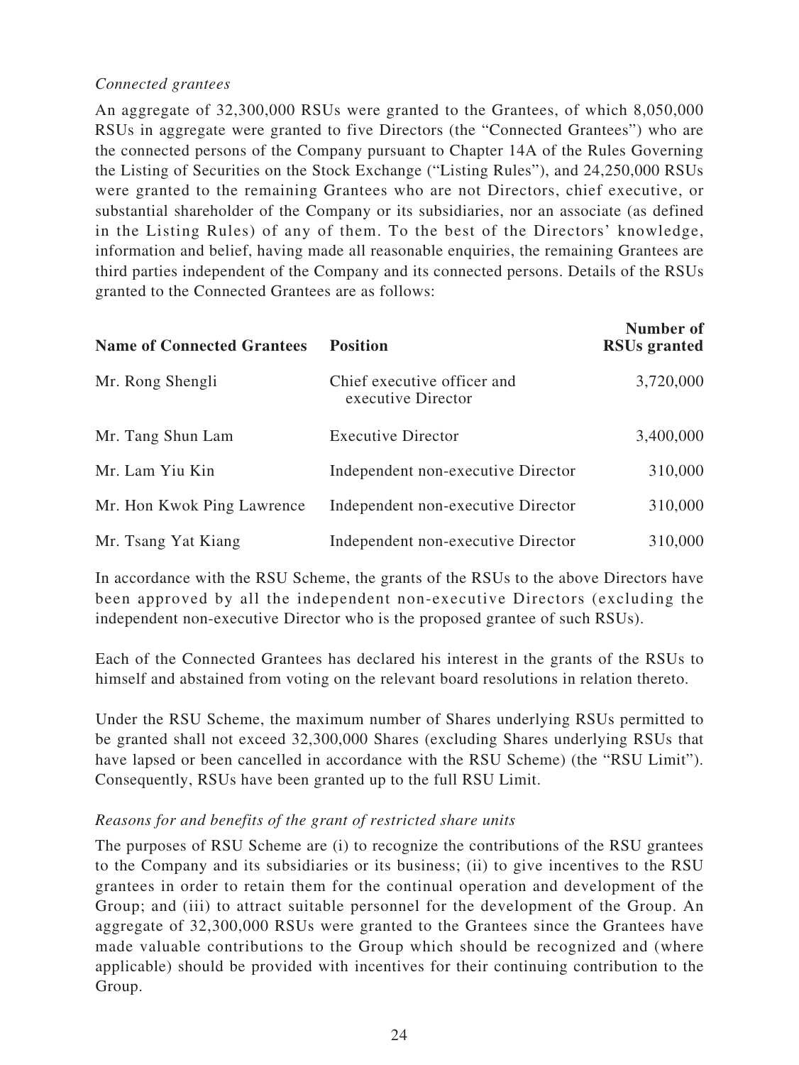*Connected grantees*

An aggregate of 32,300,000 RSUs were granted to the Grantees, of which 8,050,000 RSUs in aggregate were granted to five Directors (the "Connected Grantees") who are the connected persons of the Company pursuant to Chapter 14A of the Rules Governing the Listing of Securities on the Stock Exchange ("Listing Rules"), and 24,250,000 RSUs were granted to the remaining Grantees who are not Directors, chief executive, or substantial shareholder of the Company or its subsidiaries, nor an associate (as defined in the Listing Rules) of any of them. To the best of the Directors' knowledge, information and belief, having made all reasonable enquiries, the remaining Grantees are third parties independent of the Company and its connected persons. Details of the RSUs granted to the Connected Grantees are as follows:

| Name of Connected Grantees | Position | Number of RSUs granted |
|---|---|---|
| Mr. Rong Shengli | Chief executive officer and executive Director | 3,720,000 |
| Mr. Tang Shun Lam | Executive Director | 3,400,000 |
| Mr. Lam Yiu Kin | Independent non-executive Director | 310,000 |
| Mr. Hon Kwok Ping Lawrence | Independent non-executive Director | 310,000 |
| Mr. Tsang Yat Kiang | Independent non-executive Director | 310,000 |

In accordance with the RSU Scheme, the grants of the RSUs to the above Directors have been approved by all the independent non-executive Directors (excluding the independent non-executive Director who is the proposed grantee of such RSUs).

Each of the Connected Grantees has declared his interest in the grants of the RSUs to himself and abstained from voting on the relevant board resolutions in relation thereto.

Under the RSU Scheme, the maximum number of Shares underlying RSUs permitted to be granted shall not exceed 32,300,000 Shares (excluding Shares underlying RSUs that have lapsed or been cancelled in accordance with the RSU Scheme) (the "RSU Limit"). Consequently, RSUs have been granted up to the full RSU Limit.

*Reasons for and benefits of the grant of restricted share units*

The purposes of RSU Scheme are (i) to recognize the contributions of the RSU grantees to the Company and its subsidiaries or its business; (ii) to give incentives to the RSU grantees in order to retain them for the continual operation and development of the Group; and (iii) to attract suitable personnel for the development of the Group. An aggregate of 32,300,000 RSUs were granted to the Grantees since the Grantees have made valuable contributions to the Group which should be recognized and (where applicable) should be provided with incentives for their continuing contribution to the Group.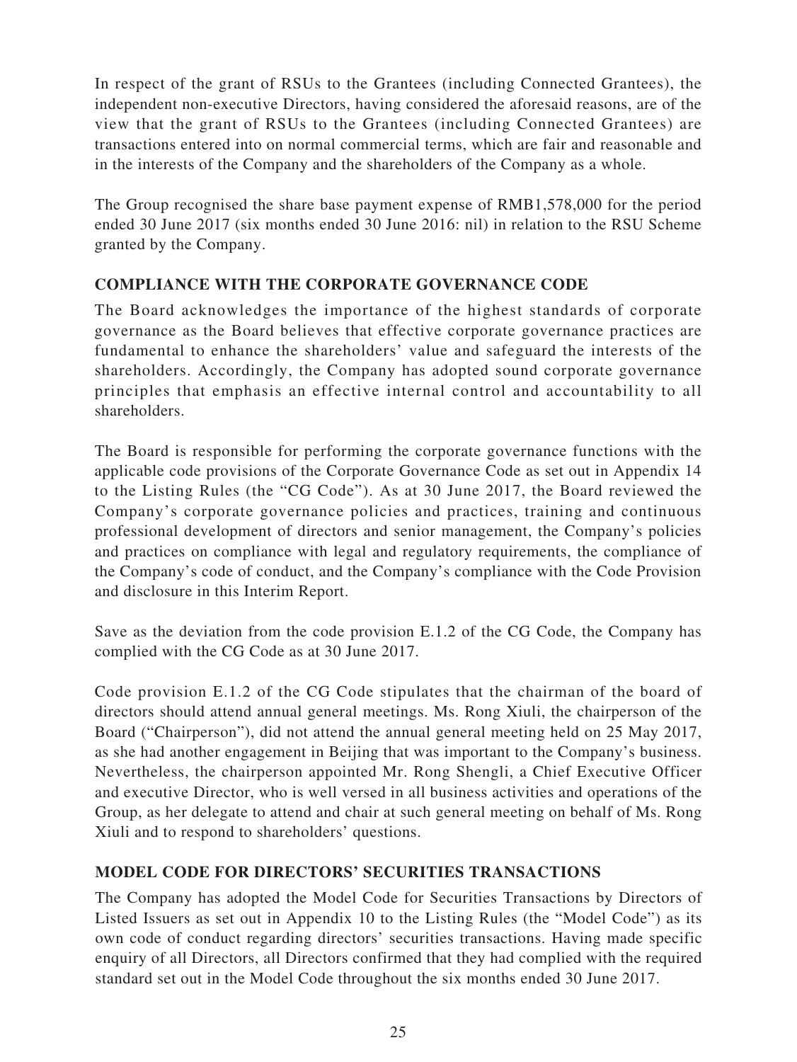In respect of the grant of RSUs to the Grantees (including Connected Grantees), the independent non-executive Directors, having considered the aforesaid reasons, are of the view that the grant of RSUs to the Grantees (including Connected Grantees) are transactions entered into on normal commercial terms, which are fair and reasonable and in the interests of the Company and the shareholders of the Company as a whole.

The Group recognised the share base payment expense of RMB1,578,000 for the period ended 30 June 2017 (six months ended 30 June 2016: nil) in relation to the RSU Scheme granted by the Company.

## COMPLIANCE WITH THE CORPORATE GOVERNANCE CODE

The Board acknowledges the importance of the highest standards of corporate governance as the Board believes that effective corporate governance practices are fundamental to enhance the shareholders' value and safeguard the interests of the shareholders. Accordingly, the Company has adopted sound corporate governance principles that emphasis an effective internal control and accountability to all shareholders.

The Board is responsible for performing the corporate governance functions with the applicable code provisions of the Corporate Governance Code as set out in Appendix 14 to the Listing Rules (the "CG Code"). As at 30 June 2017, the Board reviewed the Company's corporate governance policies and practices, training and continuous professional development of directors and senior management, the Company's policies and practices on compliance with legal and regulatory requirements, the compliance of the Company's code of conduct, and the Company's compliance with the Code Provision and disclosure in this Interim Report.

Save as the deviation from the code provision E.1.2 of the CG Code, the Company has complied with the CG Code as at 30 June 2017.

Code provision E.1.2 of the CG Code stipulates that the chairman of the board of directors should attend annual general meetings. Ms. Rong Xiuli, the chairperson of the Board ("Chairperson"), did not attend the annual general meeting held on 25 May 2017, as she had another engagement in Beijing that was important to the Company's business. Nevertheless, the chairperson appointed Mr. Rong Shengli, a Chief Executive Officer and executive Director, who is well versed in all business activities and operations of the Group, as her delegate to attend and chair at such general meeting on behalf of Ms. Rong Xiuli and to respond to shareholders' questions.

## MODEL CODE FOR DIRECTORS' SECURITIES TRANSACTIONS

The Company has adopted the Model Code for Securities Transactions by Directors of Listed Issuers as set out in Appendix 10 to the Listing Rules (the "Model Code") as its own code of conduct regarding directors' securities transactions. Having made specific enquiry of all Directors, all Directors confirmed that they had complied with the required standard set out in the Model Code throughout the six months ended 30 June 2017.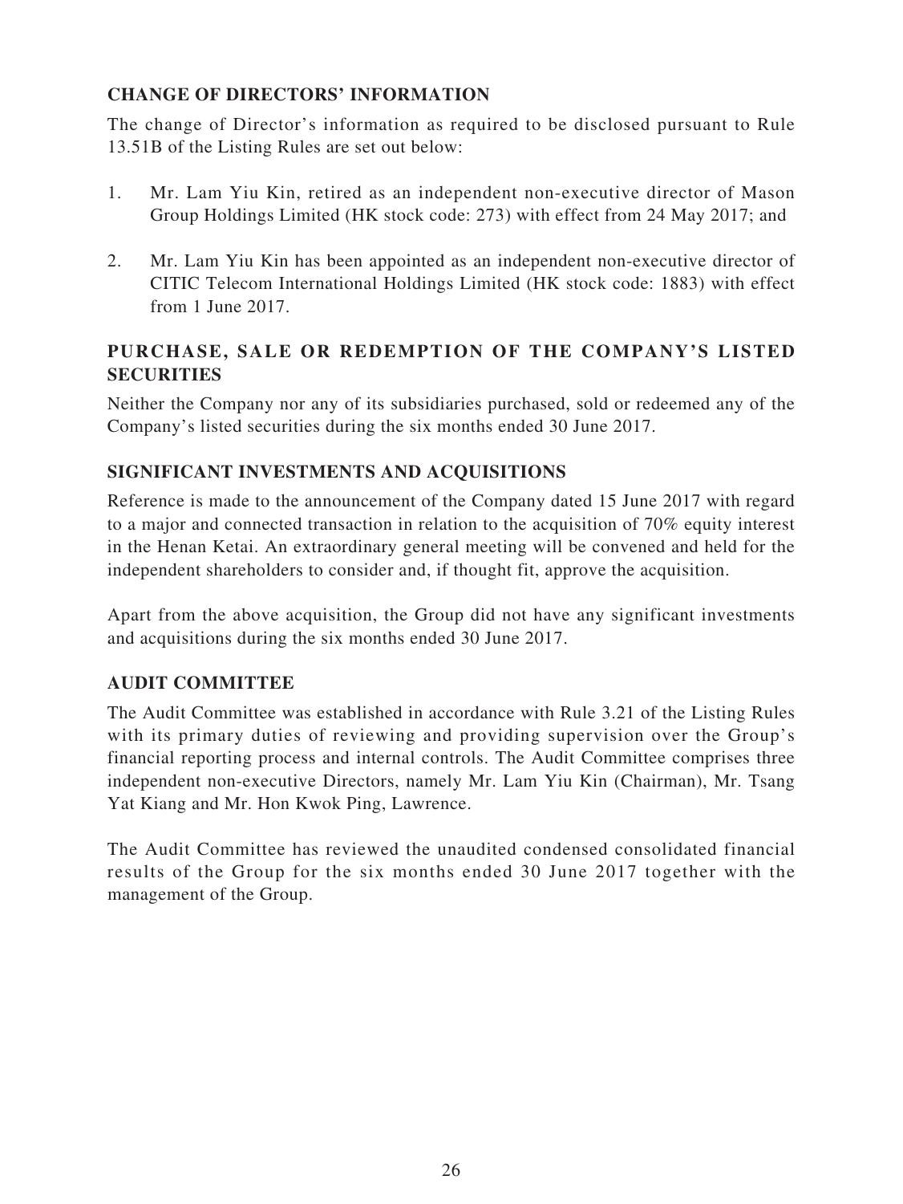## CHANGE OF DIRECTORS' INFORMATION

The change of Director's information as required to be disclosed pursuant to Rule 13.51B of the Listing Rules are set out below:

1. Mr. Lam Yiu Kin, retired as an independent non-executive director of Mason Group Holdings Limited (HK stock code: 273) with effect from 24 May 2017; and

2. Mr. Lam Yiu Kin has been appointed as an independent non-executive director of CITIC Telecom International Holdings Limited (HK stock code: 1883) with effect from 1 June 2017.

## PURCHASE, SALE OR REDEMPTION OF THE COMPANY'S LISTED SECURITIES

Neither the Company nor any of its subsidiaries purchased, sold or redeemed any of the Company's listed securities during the six months ended 30 June 2017.

## SIGNIFICANT INVESTMENTS AND ACQUISITIONS

Reference is made to the announcement of the Company dated 15 June 2017 with regard to a major and connected transaction in relation to the acquisition of 70% equity interest in the Henan Ketai. An extraordinary general meeting will be convened and held for the independent shareholders to consider and, if thought fit, approve the acquisition.

Apart from the above acquisition, the Group did not have any significant investments and acquisitions during the six months ended 30 June 2017.

## AUDIT COMMITTEE

The Audit Committee was established in accordance with Rule 3.21 of the Listing Rules with its primary duties of reviewing and providing supervision over the Group's financial reporting process and internal controls. The Audit Committee comprises three independent non-executive Directors, namely Mr. Lam Yiu Kin (Chairman), Mr. Tsang Yat Kiang and Mr. Hon Kwok Ping, Lawrence.

The Audit Committee has reviewed the unaudited condensed consolidated financial results of the Group for the six months ended 30 June 2017 together with the management of the Group.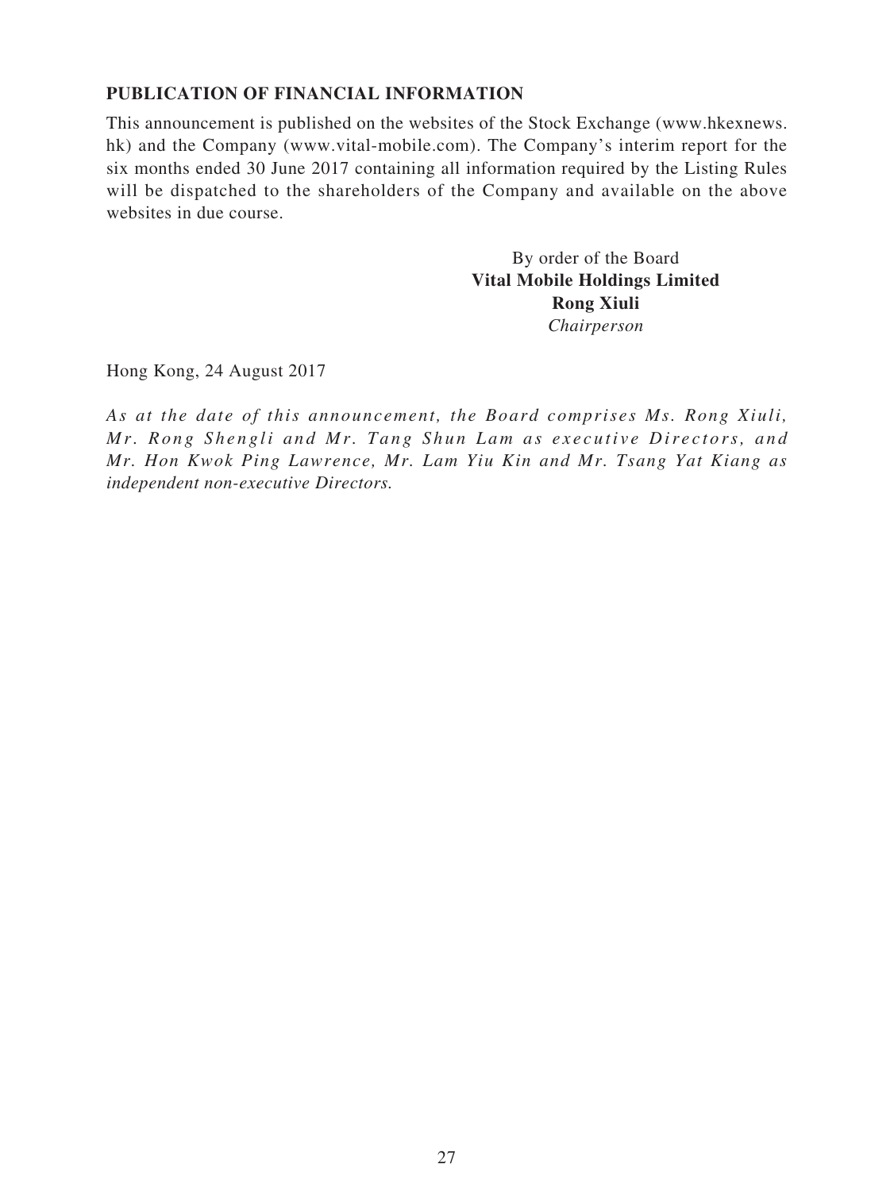## PUBLICATION OF FINANCIAL INFORMATION

This announcement is published on the websites of the Stock Exchange (www.hkexnews.hk) and the Company (www.vital-mobile.com). The Company's interim report for the six months ended 30 June 2017 containing all information required by the Listing Rules will be dispatched to the shareholders of the Company and available on the above websites in due course.

By order of the Board
**Vital Mobile Holdings Limited**
**Rong Xiuli**
*Chairperson*

Hong Kong, 24 August 2017

*As at the date of this announcement, the Board comprises Ms. Rong Xiuli, Mr. Rong Shengli and Mr. Tang Shun Lam as executive Directors, and Mr. Hon Kwok Ping Lawrence, Mr. Lam Yiu Kin and Mr. Tsang Yat Kiang as independent non-executive Directors.*